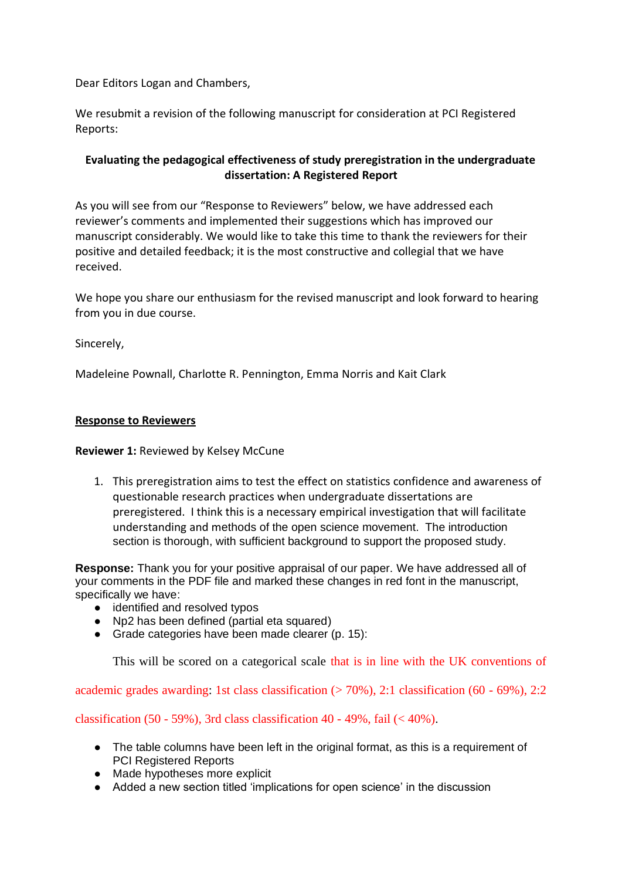Dear Editors Logan and Chambers,

We resubmit a revision of the following manuscript for consideration at PCI Registered Reports:

**Evaluating the pedagogical effectiveness of study preregistration in the undergraduate dissertation: A Registered Report**

As you will see from our "Response to Reviewers" below, we have addressed each reviewer's comments and implemented their suggestions which has improved our manuscript considerably. We would like to take this time to thank the reviewers for their positive and detailed feedback; it is the most constructive and collegial that we have received.

We hope you share our enthusiasm for the revised manuscript and look forward to hearing from you in due course.

Sincerely,

Madeleine Pownall, Charlotte R. Pennington, Emma Norris and Kait Clark

**Response to Reviewers**

**Reviewer 1:** Reviewed by Kelsey McCune

1. This preregistration aims to test the effect on statistics confidence and awareness of questionable research practices when undergraduate dissertations are preregistered. I think this is a necessary empirical investigation that will facilitate understanding and methods of the open science movement. The introduction section is thorough, with sufficient background to support the proposed study.

**Response:** Thank you for your positive appraisal of our paper. We have addressed all of your comments in the PDF file and marked these changes in red font in the manuscript, specifically we have:

- identified and resolved typos
- Np2 has been defined (partial eta squared)
- Grade categories have been made clearer (p. 15):

  This will be scored on a categorical scale that is in line with the UK conventions of academic grades awarding: 1st class classification (> 70%), 2:1 classification (60 - 69%), 2:2 classification (50 - 59%), 3rd class classification 40 - 49%, fail (< 40%).

- The table columns have been left in the original format, as this is a requirement of PCI Registered Reports
- Made hypotheses more explicit
- Added a new section titled 'implications for open science' in the discussion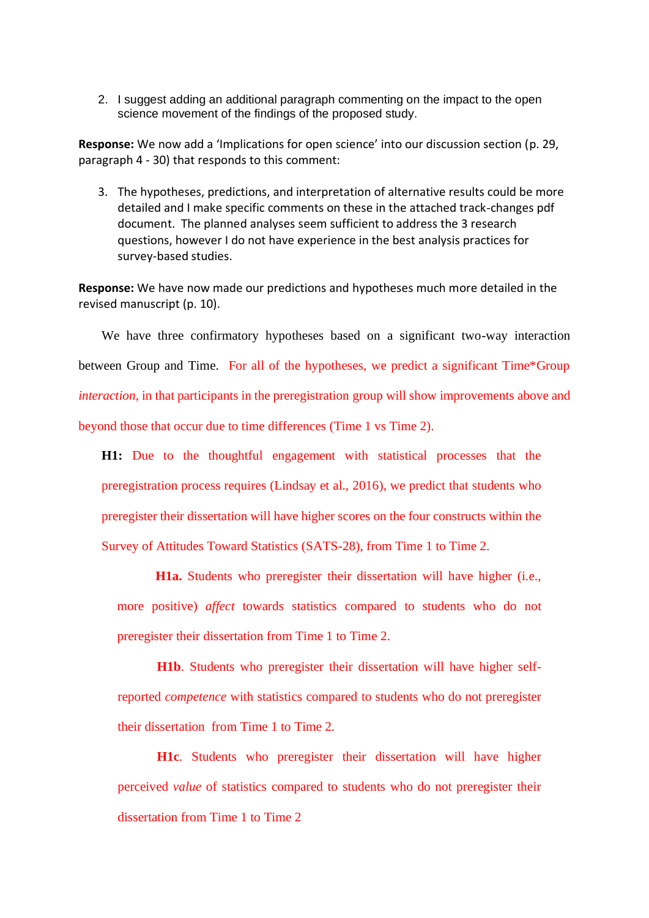2. I suggest adding an additional paragraph commenting on the impact to the open science movement of the findings of the proposed study.

**Response:** We now add a 'Implications for open science' into our discussion section (p. 29, paragraph 4 - 30) that responds to this comment:

3. The hypotheses, predictions, and interpretation of alternative results could be more detailed and I make specific comments on these in the attached track-changes pdf document. The planned analyses seem sufficient to address the 3 research questions, however I do not have experience in the best analysis practices for survey-based studies.

**Response:** We have now made our predictions and hypotheses much more detailed in the revised manuscript (p. 10).

We have three confirmatory hypotheses based on a significant two-way interaction between Group and Time. For all of the hypotheses, we predict a significant Time*Group *interaction*, in that participants in the preregistration group will show improvements above and beyond those that occur due to time differences (Time 1 vs Time 2).

**H1:** Due to the thoughtful engagement with statistical processes that the preregistration process requires (Lindsay et al., 2016), we predict that students who preregister their dissertation will have higher scores on the four constructs within the Survey of Attitudes Toward Statistics (SATS-28), from Time 1 to Time 2.

**H1a.** Students who preregister their dissertation will have higher (i.e., more positive) *affect* towards statistics compared to students who do not preregister their dissertation from Time 1 to Time 2.

**H1b**. Students who preregister their dissertation will have higher self-reported *competence* with statistics compared to students who do not preregister their dissertation from Time 1 to Time 2.

**H1c**. Students who preregister their dissertation will have higher perceived *value* of statistics compared to students who do not preregister their dissertation from Time 1 to Time 2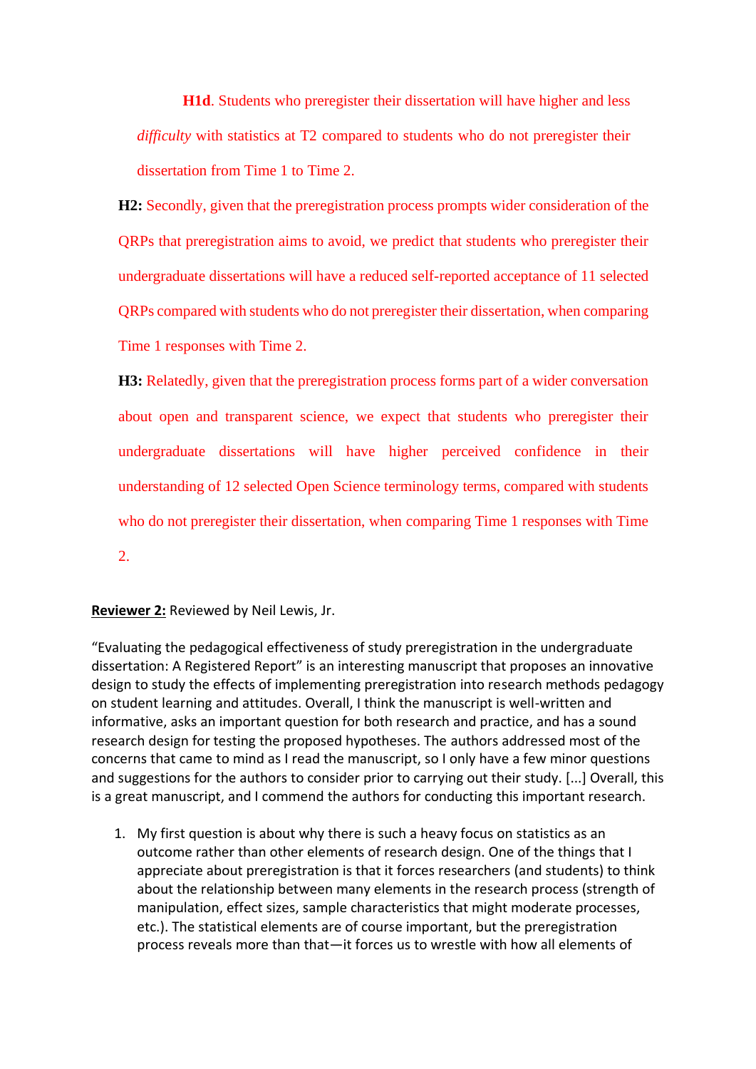**H1d**. Students who preregister their dissertation will have higher and less *difficulty* with statistics at T2 compared to students who do not preregister their dissertation from Time 1 to Time 2.

**H2:** Secondly, given that the preregistration process prompts wider consideration of the QRPs that preregistration aims to avoid, we predict that students who preregister their undergraduate dissertations will have a reduced self-reported acceptance of 11 selected QRPs compared with students who do not preregister their dissertation, when comparing Time 1 responses with Time 2.

**H3:** Relatedly, given that the preregistration process forms part of a wider conversation about open and transparent science, we expect that students who preregister their undergraduate dissertations will have higher perceived confidence in their understanding of 12 selected Open Science terminology terms, compared with students who do not preregister their dissertation, when comparing Time 1 responses with Time 2.

**Reviewer 2:** Reviewed by Neil Lewis, Jr.

"Evaluating the pedagogical effectiveness of study preregistration in the undergraduate dissertation: A Registered Report" is an interesting manuscript that proposes an innovative design to study the effects of implementing preregistration into research methods pedagogy on student learning and attitudes. Overall, I think the manuscript is well-written and informative, asks an important question for both research and practice, and has a sound research design for testing the proposed hypotheses. The authors addressed most of the concerns that came to mind as I read the manuscript, so I only have a few minor questions and suggestions for the authors to consider prior to carrying out their study. [...] Overall, this is a great manuscript, and I commend the authors for conducting this important research.

1. My first question is about why there is such a heavy focus on statistics as an outcome rather than other elements of research design. One of the things that I appreciate about preregistration is that it forces researchers (and students) to think about the relationship between many elements in the research process (strength of manipulation, effect sizes, sample characteristics that might moderate processes, etc.). The statistical elements are of course important, but the preregistration process reveals more than that—it forces us to wrestle with how all elements of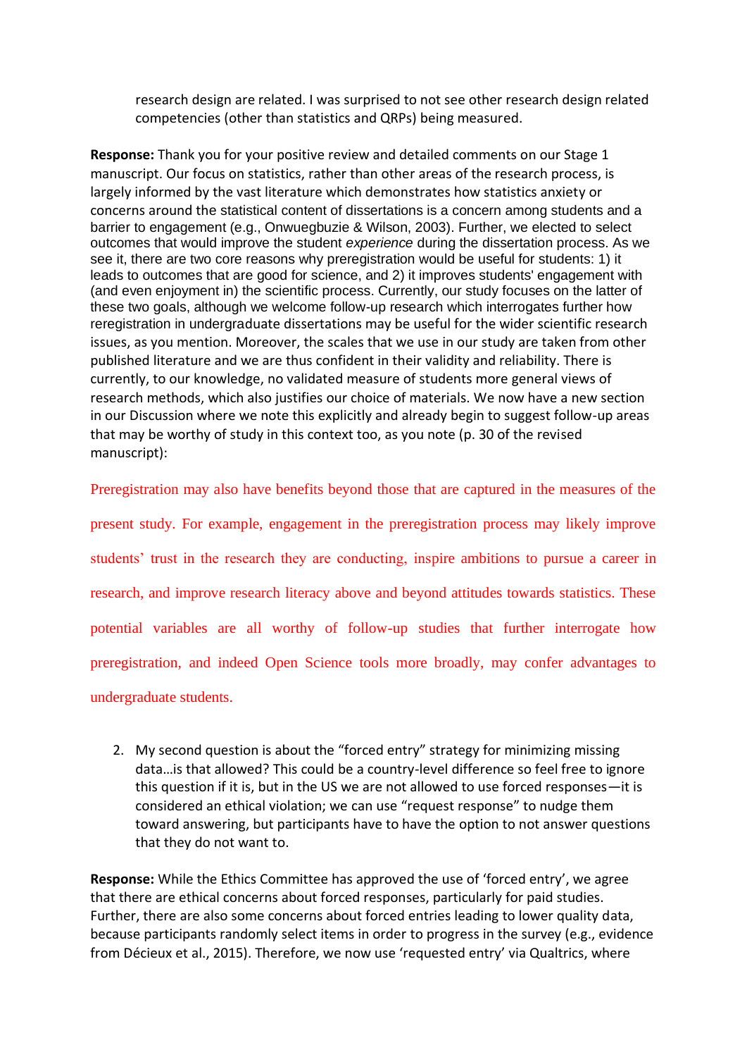research design are related. I was surprised to not see other research design related competencies (other than statistics and QRPs) being measured.

**Response:** Thank you for your positive review and detailed comments on our Stage 1 manuscript. Our focus on statistics, rather than other areas of the research process, is largely informed by the vast literature which demonstrates how statistics anxiety or concerns around the statistical content of dissertations is a concern among students and a barrier to engagement (e.g., Onwuegbuzie & Wilson, 2003). Further, we elected to select outcomes that would improve the student *experience* during the dissertation process. As we see it, there are two core reasons why preregistration would be useful for students: 1) it leads to outcomes that are good for science, and 2) it improves students' engagement with (and even enjoyment in) the scientific process. Currently, our study focuses on the latter of these two goals, although we welcome follow-up research which interrogates further how reregistration in undergraduate dissertations may be useful for the wider scientific research issues, as you mention. Moreover, the scales that we use in our study are taken from other published literature and we are thus confident in their validity and reliability. There is currently, to our knowledge, no validated measure of students more general views of research methods, which also justifies our choice of materials. We now have a new section in our Discussion where we note this explicitly and already begin to suggest follow-up areas that may be worthy of study in this context too, as you note (p. 30 of the revised manuscript):

Preregistration may also have benefits beyond those that are captured in the measures of the present study. For example, engagement in the preregistration process may likely improve students' trust in the research they are conducting, inspire ambitions to pursue a career in research, and improve research literacy above and beyond attitudes towards statistics. These potential variables are all worthy of follow-up studies that further interrogate how preregistration, and indeed Open Science tools more broadly, may confer advantages to undergraduate students.

2. My second question is about the "forced entry" strategy for minimizing missing data…is that allowed? This could be a country-level difference so feel free to ignore this question if it is, but in the US we are not allowed to use forced responses—it is considered an ethical violation; we can use "request response" to nudge them toward answering, but participants have to have the option to not answer questions that they do not want to.

**Response:** While the Ethics Committee has approved the use of 'forced entry', we agree that there are ethical concerns about forced responses, particularly for paid studies. Further, there are also some concerns about forced entries leading to lower quality data, because participants randomly select items in order to progress in the survey (e.g., evidence from Décieux et al., 2015). Therefore, we now use 'requested entry' via Qualtrics, where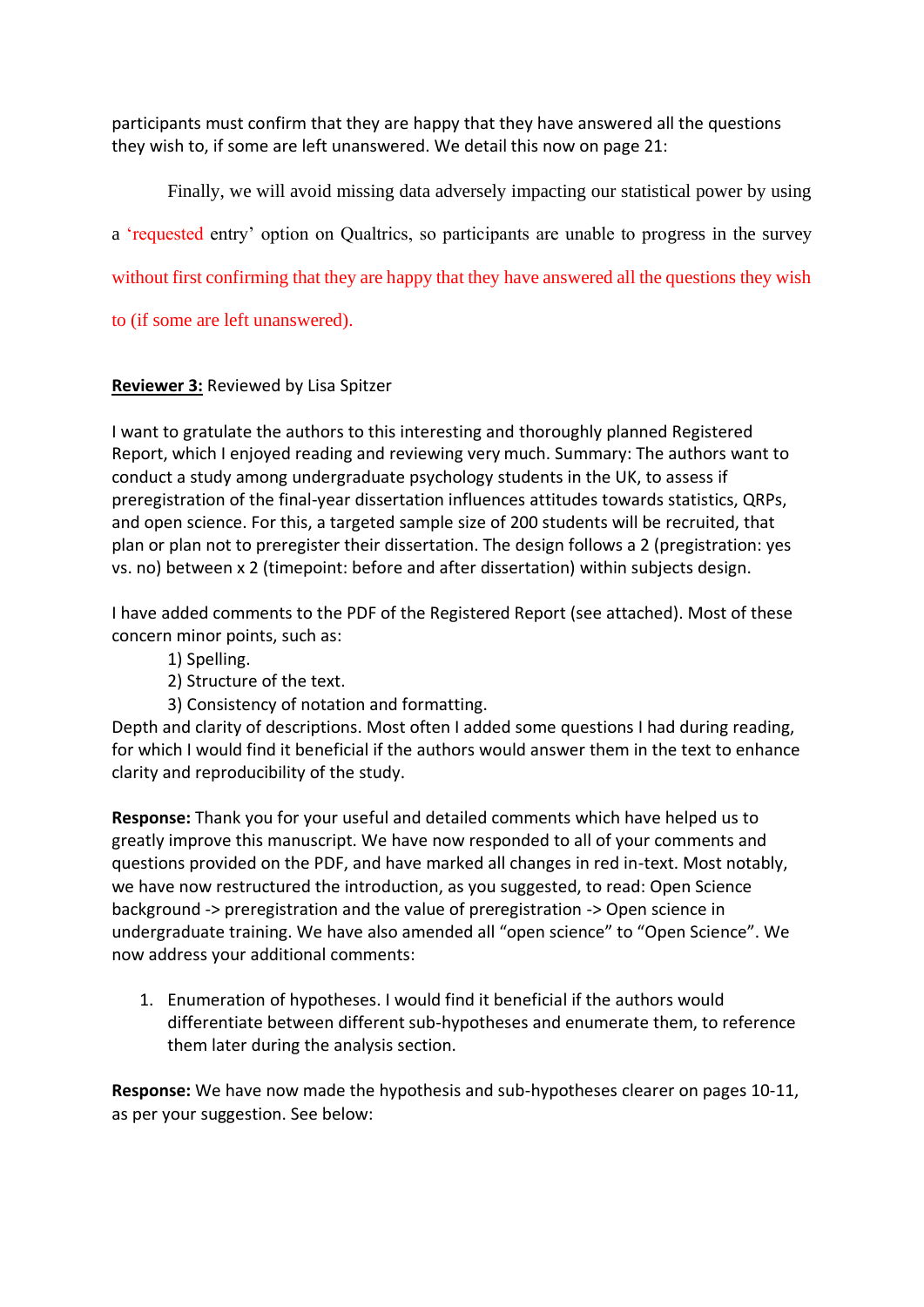participants must confirm that they are happy that they have answered all the questions they wish to, if some are left unanswered. We detail this now on page 21:

> Finally, we will avoid missing data adversely impacting our statistical power by using a 'requested entry' option on Qualtrics, so participants are unable to progress in the survey without first confirming that they are happy that they have answered all the questions they wish to (if some are left unanswered).

**Reviewer 3:** Reviewed by Lisa Spitzer

I want to gratulate the authors to this interesting and thoroughly planned Registered Report, which I enjoyed reading and reviewing very much. Summary: The authors want to conduct a study among undergraduate psychology students in the UK, to assess if preregistration of the final-year dissertation influences attitudes towards statistics, QRPs, and open science. For this, a targeted sample size of 200 students will be recruited, that plan or plan not to preregister their dissertation. The design follows a 2 (pregistration: yes vs. no) between x 2 (timepoint: before and after dissertation) within subjects design.

I have added comments to the PDF of the Registered Report (see attached). Most of these concern minor points, such as:

1) Spelling.
2) Structure of the text.
3) Consistency of notation and formatting.

Depth and clarity of descriptions. Most often I added some questions I had during reading, for which I would find it beneficial if the authors would answer them in the text to enhance clarity and reproducibility of the study.

**Response:** Thank you for your useful and detailed comments which have helped us to greatly improve this manuscript. We have now responded to all of your comments and questions provided on the PDF, and have marked all changes in red in-text. Most notably, we have now restructured the introduction, as you suggested, to read: Open Science background -> preregistration and the value of preregistration -> Open science in undergraduate training. We have also amended all "open science" to "Open Science". We now address your additional comments:

1. Enumeration of hypotheses. I would find it beneficial if the authors would differentiate between different sub-hypotheses and enumerate them, to reference them later during the analysis section.

**Response:** We have now made the hypothesis and sub-hypotheses clearer on pages 10-11, as per your suggestion. See below: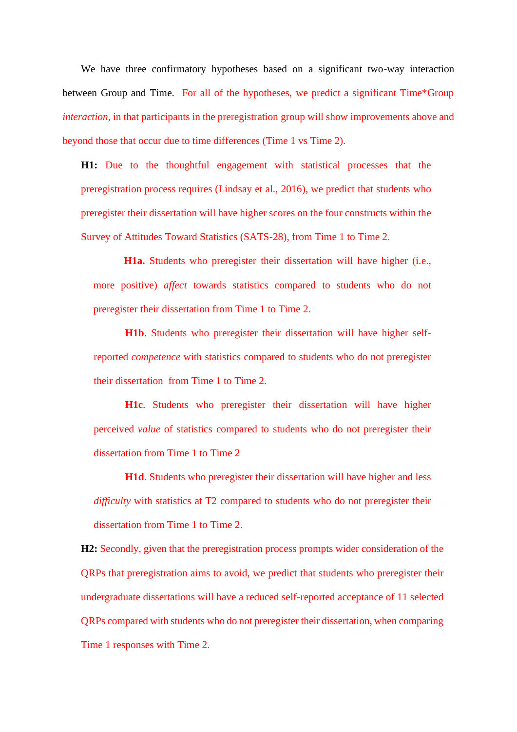We have three confirmatory hypotheses based on a significant two-way interaction between Group and Time. For all of the hypotheses, we predict a significant Time*Group *interaction*, in that participants in the preregistration group will show improvements above and beyond those that occur due to time differences (Time 1 vs Time 2).

**H1:** Due to the thoughtful engagement with statistical processes that the preregistration process requires (Lindsay et al., 2016), we predict that students who preregister their dissertation will have higher scores on the four constructs within the Survey of Attitudes Toward Statistics (SATS-28), from Time 1 to Time 2.

**H1a.** Students who preregister their dissertation will have higher (i.e., more positive) *affect* towards statistics compared to students who do not preregister their dissertation from Time 1 to Time 2.

**H1b**. Students who preregister their dissertation will have higher self-reported *competence* with statistics compared to students who do not preregister their dissertation from Time 1 to Time 2.

**H1c**. Students who preregister their dissertation will have higher perceived *value* of statistics compared to students who do not preregister their dissertation from Time 1 to Time 2

**H1d**. Students who preregister their dissertation will have higher and less *difficulty* with statistics at T2 compared to students who do not preregister their dissertation from Time 1 to Time 2.

**H2:** Secondly, given that the preregistration process prompts wider consideration of the QRPs that preregistration aims to avoid, we predict that students who preregister their undergraduate dissertations will have a reduced self-reported acceptance of 11 selected QRPs compared with students who do not preregister their dissertation, when comparing Time 1 responses with Time 2.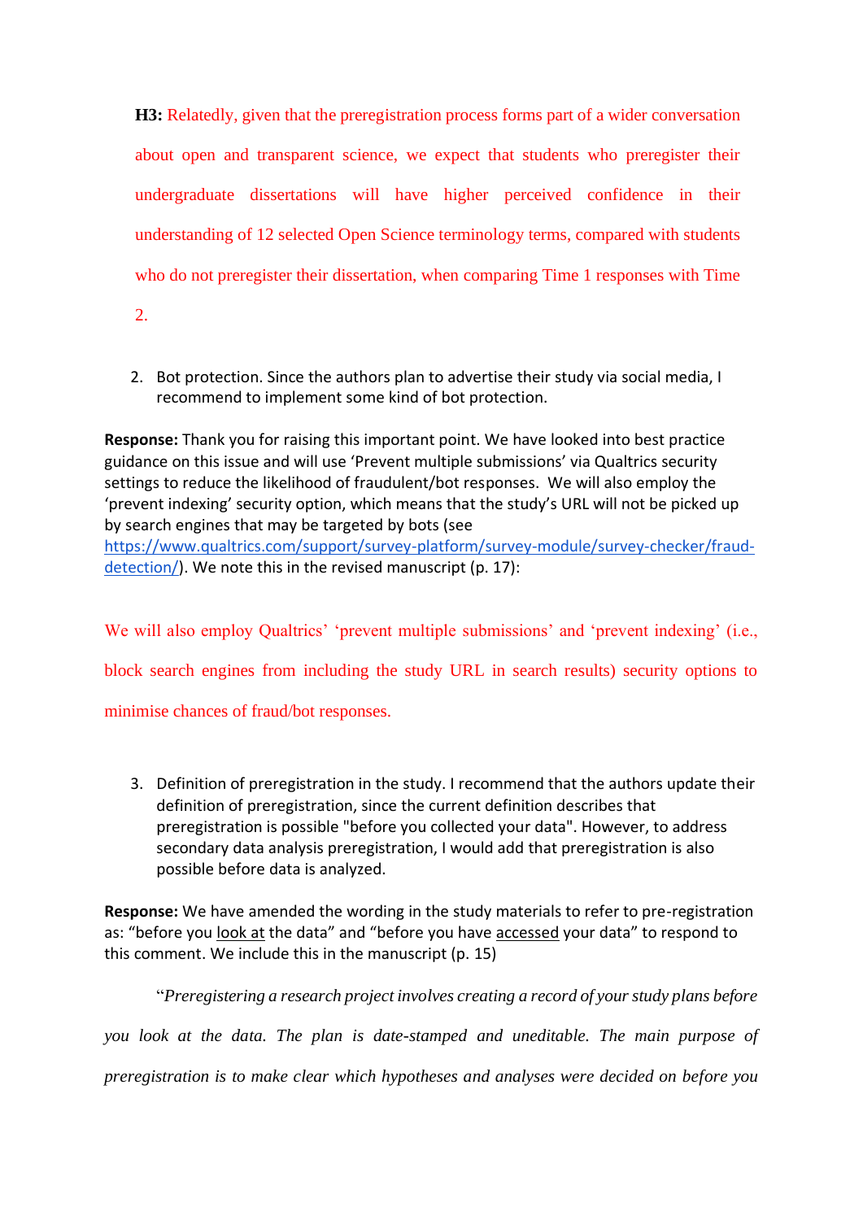**H3:** Relatedly, given that the preregistration process forms part of a wider conversation about open and transparent science, we expect that students who preregister their undergraduate dissertations will have higher perceived confidence in their understanding of 12 selected Open Science terminology terms, compared with students who do not preregister their dissertation, when comparing Time 1 responses with Time 2.

2. Bot protection. Since the authors plan to advertise their study via social media, I recommend to implement some kind of bot protection.

**Response:** Thank you for raising this important point. We have looked into best practice guidance on this issue and will use 'Prevent multiple submissions' via Qualtrics security settings to reduce the likelihood of fraudulent/bot responses. We will also employ the 'prevent indexing' security option, which means that the study's URL will not be picked up by search engines that may be targeted by bots (see [https://www.qualtrics.com/support/survey-platform/survey-module/survey-checker/fraud-detection/](https://www.qualtrics.com/support/survey-platform/survey-module/survey-checker/fraud-detection/)). We note this in the revised manuscript (p. 17):

We will also employ Qualtrics' 'prevent multiple submissions' and 'prevent indexing' (i.e., block search engines from including the study URL in search results) security options to minimise chances of fraud/bot responses.

3. Definition of preregistration in the study. I recommend that the authors update their definition of preregistration, since the current definition describes that preregistration is possible "before you collected your data". However, to address secondary data analysis preregistration, I would add that preregistration is also possible before data is analyzed.

**Response:** We have amended the wording in the study materials to refer to pre-registration as: "before you look at the data" and "before you have accessed your data" to respond to this comment. We include this in the manuscript (p. 15)

"*Preregistering a research project involves creating a record of your study plans before you look at the data. The plan is date-stamped and uneditable. The main purpose of preregistration is to make clear which hypotheses and analyses were decided on before you*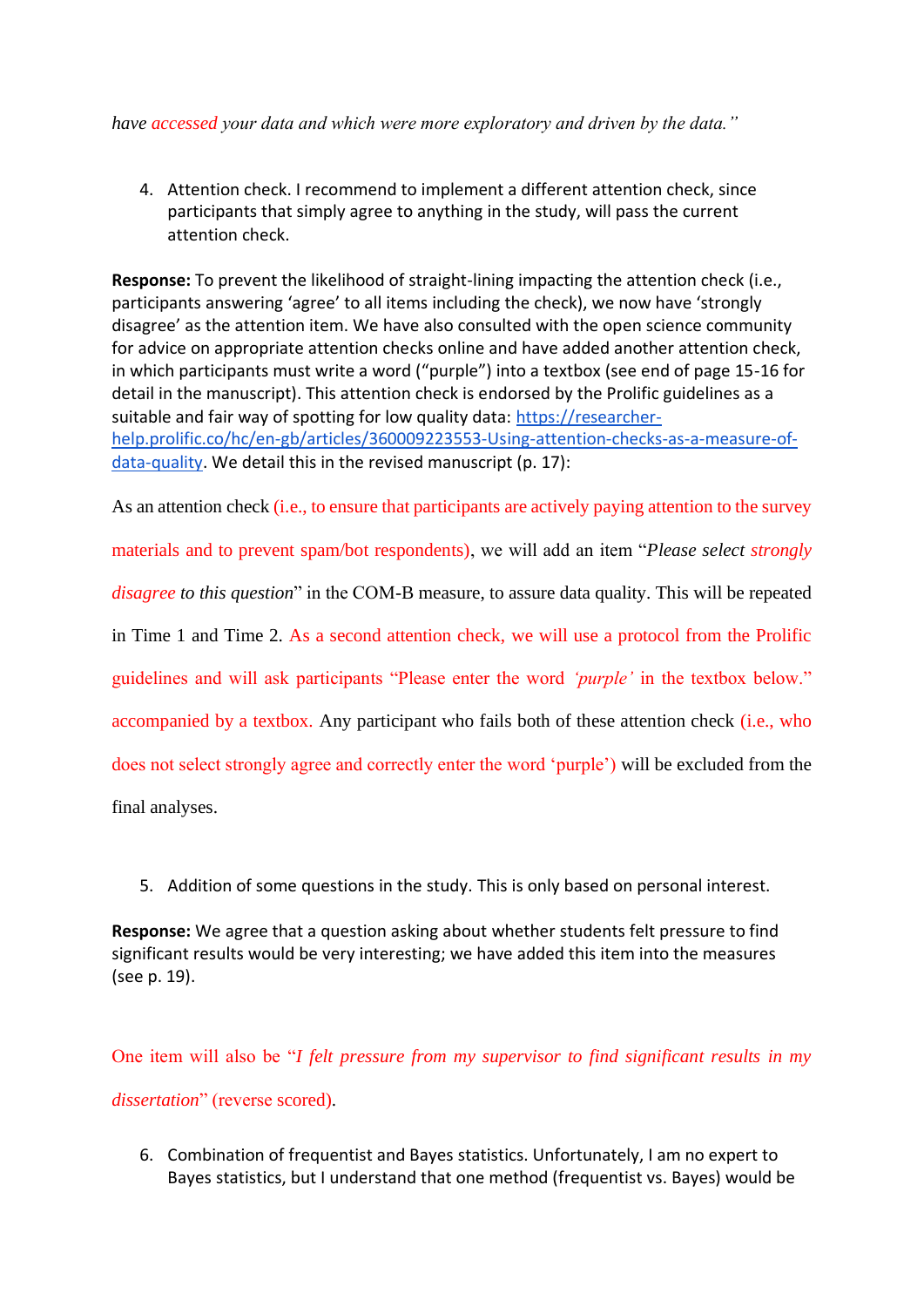*have accessed your data and which were more exploratory and driven by the data."*

4. Attention check. I recommend to implement a different attention check, since participants that simply agree to anything in the study, will pass the current attention check.

**Response:** To prevent the likelihood of straight-lining impacting the attention check (i.e., participants answering 'agree' to all items including the check), we now have 'strongly disagree' as the attention item. We have also consulted with the open science community for advice on appropriate attention checks online and have added another attention check, in which participants must write a word ("purple") into a textbox (see end of page 15-16 for detail in the manuscript). This attention check is endorsed by the Prolific guidelines as a suitable and fair way of spotting for low quality data: [https://researcher-help.prolific.co/hc/en-gb/articles/360009223553-Using-attention-checks-as-a-measure-of-data-quality](https://researcher-help.prolific.co/hc/en-gb/articles/360009223553-Using-attention-checks-as-a-measure-of-data-quality). We detail this in the revised manuscript (p. 17):

As an attention check (i.e., to ensure that participants are actively paying attention to the survey materials and to prevent spam/bot respondents), we will add an item "*Please select strongly disagree to this question*" in the COM-B measure, to assure data quality. This will be repeated in Time 1 and Time 2. As a second attention check, we will use a protocol from the Prolific guidelines and will ask participants "Please enter the word *'purple'* in the textbox below." accompanied by a textbox. Any participant who fails both of these attention check (i.e., who does not select strongly agree and correctly enter the word 'purple') will be excluded from the final analyses.

5. Addition of some questions in the study. This is only based on personal interest.

**Response:** We agree that a question asking about whether students felt pressure to find significant results would be very interesting; we have added this item into the measures (see p. 19).

One item will also be "*I felt pressure from my supervisor to find significant results in my dissertation*" (reverse scored).

6. Combination of frequentist and Bayes statistics. Unfortunately, I am no expert to Bayes statistics, but I understand that one method (frequentist vs. Bayes) would be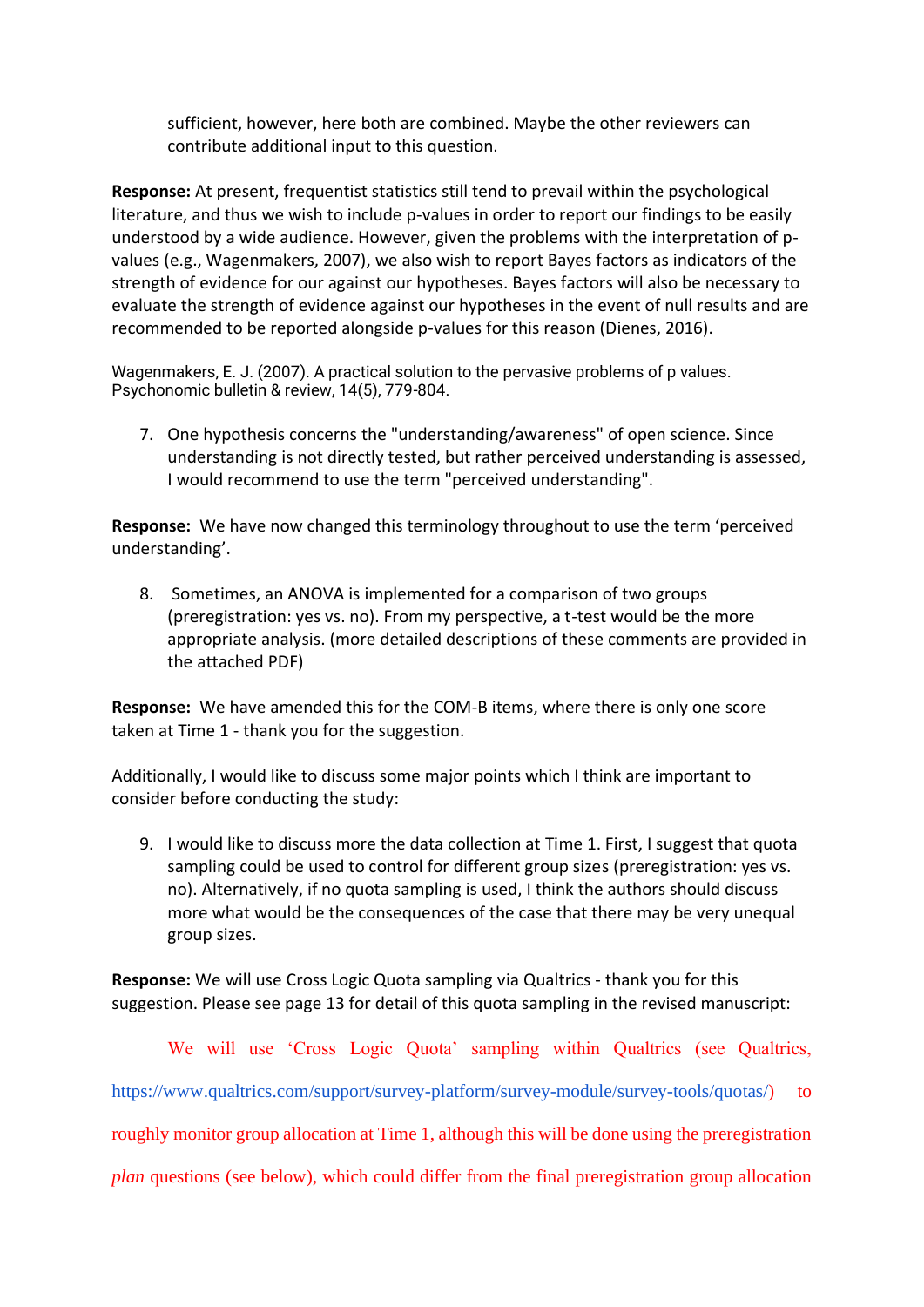sufficient, however, here both are combined. Maybe the other reviewers can contribute additional input to this question.

**Response:** At present, frequentist statistics still tend to prevail within the psychological literature, and thus we wish to include p-values in order to report our findings to be easily understood by a wide audience. However, given the problems with the interpretation of p-values (e.g., Wagenmakers, 2007), we also wish to report Bayes factors as indicators of the strength of evidence for our against our hypotheses. Bayes factors will also be necessary to evaluate the strength of evidence against our hypotheses in the event of null results and are recommended to be reported alongside p-values for this reason (Dienes, 2016).

Wagenmakers, E. J. (2007). A practical solution to the pervasive problems of p values. Psychonomic bulletin & review, 14(5), 779-804.

7. One hypothesis concerns the "understanding/awareness" of open science. Since understanding is not directly tested, but rather perceived understanding is assessed, I would recommend to use the term "perceived understanding".

**Response:** We have now changed this terminology throughout to use the term 'perceived understanding'.

8. Sometimes, an ANOVA is implemented for a comparison of two groups (preregistration: yes vs. no). From my perspective, a t-test would be the more appropriate analysis. (more detailed descriptions of these comments are provided in the attached PDF)

**Response:** We have amended this for the COM-B items, where there is only one score taken at Time 1 - thank you for the suggestion.

Additionally, I would like to discuss some major points which I think are important to consider before conducting the study:

9. I would like to discuss more the data collection at Time 1. First, I suggest that quota sampling could be used to control for different group sizes (preregistration: yes vs. no). Alternatively, if no quota sampling is used, I think the authors should discuss more what would be the consequences of the case that there may be very unequal group sizes.

**Response:** We will use Cross Logic Quota sampling via Qualtrics - thank you for this suggestion. Please see page 13 for detail of this quota sampling in the revised manuscript:

We will use 'Cross Logic Quota' sampling within Qualtrics (see Qualtrics, https://www.qualtrics.com/support/survey-platform/survey-module/survey-tools/quotas/) to roughly monitor group allocation at Time 1, although this will be done using the preregistration *plan* questions (see below), which could differ from the final preregistration group allocation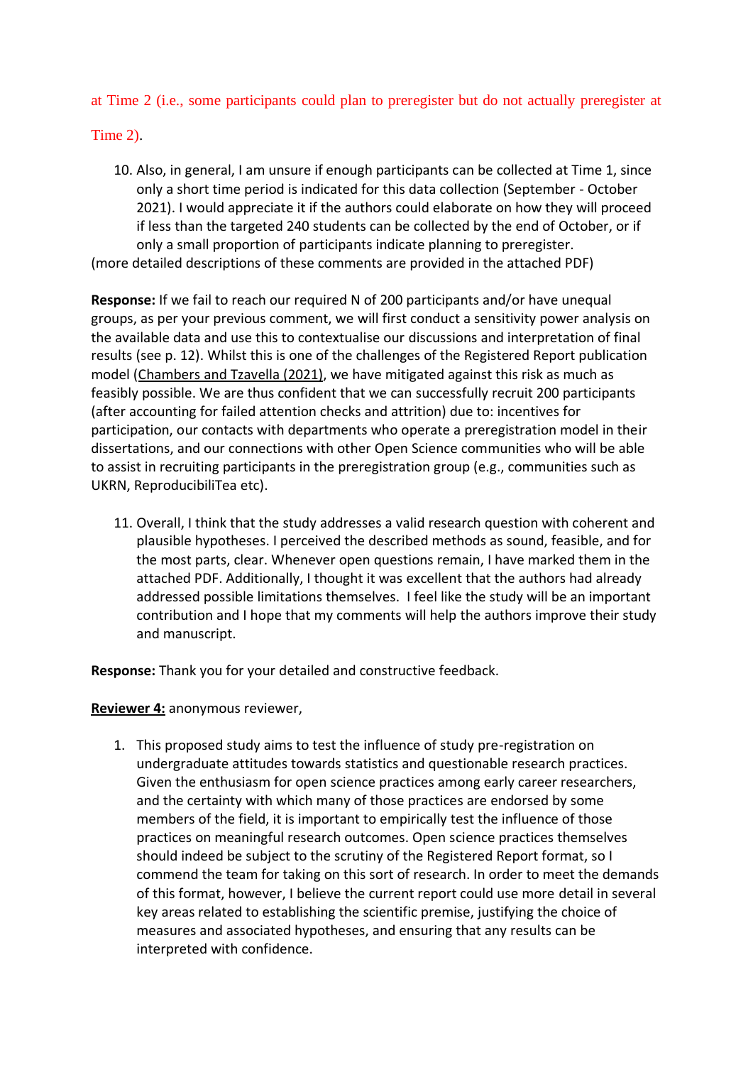at Time 2 (i.e., some participants could plan to preregister but do not actually preregister at Time 2).

10. Also, in general, I am unsure if enough participants can be collected at Time 1, since only a short time period is indicated for this data collection (September - October 2021). I would appreciate it if the authors could elaborate on how they will proceed if less than the targeted 240 students can be collected by the end of October, or if only a small proportion of participants indicate planning to preregister.

(more detailed descriptions of these comments are provided in the attached PDF)

**Response:** If we fail to reach our required N of 200 participants and/or have unequal groups, as per your previous comment, we will first conduct a sensitivity power analysis on the available data and use this to contextualise our discussions and interpretation of final results (see p. 12). Whilst this is one of the challenges of the Registered Report publication model (Chambers and Tzavella (2021), we have mitigated against this risk as much as feasibly possible. We are thus confident that we can successfully recruit 200 participants (after accounting for failed attention checks and attrition) due to: incentives for participation, our contacts with departments who operate a preregistration model in their dissertations, and our connections with other Open Science communities who will be able to assist in recruiting participants in the preregistration group (e.g., communities such as UKRN, ReproducibiliTea etc).

11. Overall, I think that the study addresses a valid research question with coherent and plausible hypotheses. I perceived the described methods as sound, feasible, and for the most parts, clear. Whenever open questions remain, I have marked them in the attached PDF. Additionally, I thought it was excellent that the authors had already addressed possible limitations themselves. I feel like the study will be an important contribution and I hope that my comments will help the authors improve their study and manuscript.

**Response:** Thank you for your detailed and constructive feedback.

**Reviewer 4:** anonymous reviewer,

1. This proposed study aims to test the influence of study pre-registration on undergraduate attitudes towards statistics and questionable research practices. Given the enthusiasm for open science practices among early career researchers, and the certainty with which many of those practices are endorsed by some members of the field, it is important to empirically test the influence of those practices on meaningful research outcomes. Open science practices themselves should indeed be subject to the scrutiny of the Registered Report format, so I commend the team for taking on this sort of research. In order to meet the demands of this format, however, I believe the current report could use more detail in several key areas related to establishing the scientific premise, justifying the choice of measures and associated hypotheses, and ensuring that any results can be interpreted with confidence.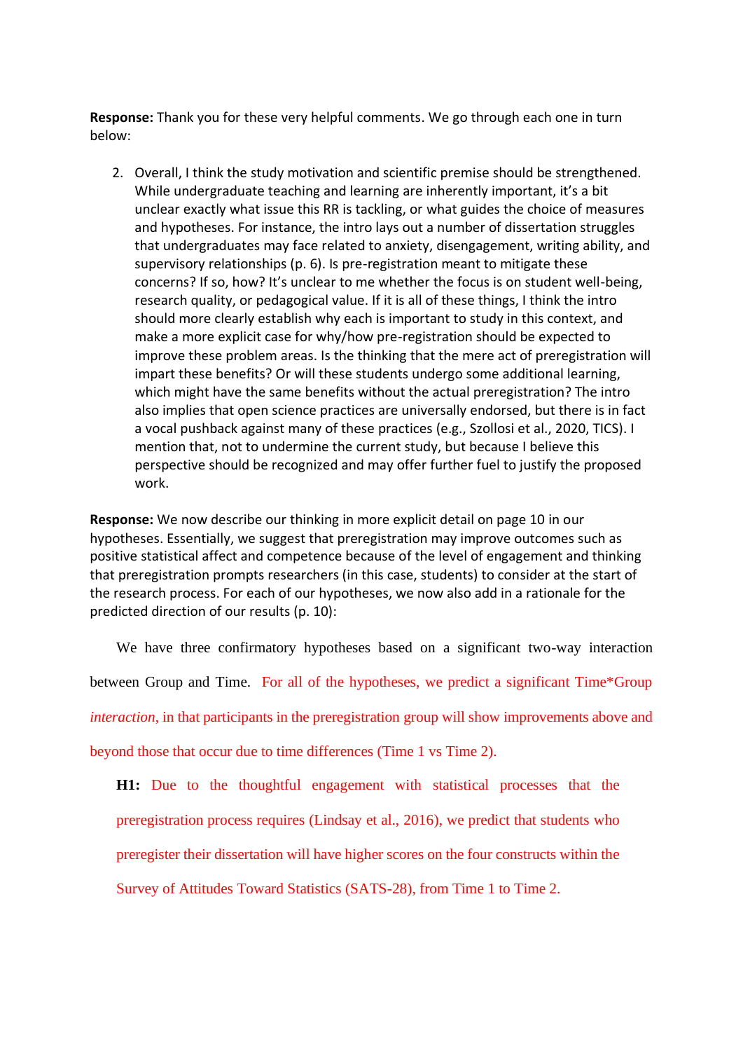**Response:** Thank you for these very helpful comments. We go through each one in turn below:

2. Overall, I think the study motivation and scientific premise should be strengthened. While undergraduate teaching and learning are inherently important, it's a bit unclear exactly what issue this RR is tackling, or what guides the choice of measures and hypotheses. For instance, the intro lays out a number of dissertation struggles that undergraduates may face related to anxiety, disengagement, writing ability, and supervisory relationships (p. 6). Is pre-registration meant to mitigate these concerns? If so, how? It's unclear to me whether the focus is on student well-being, research quality, or pedagogical value. If it is all of these things, I think the intro should more clearly establish why each is important to study in this context, and make a more explicit case for why/how pre-registration should be expected to improve these problem areas. Is the thinking that the mere act of preregistration will impart these benefits? Or will these students undergo some additional learning, which might have the same benefits without the actual preregistration? The intro also implies that open science practices are universally endorsed, but there is in fact a vocal pushback against many of these practices (e.g., Szollosi et al., 2020, TICS). I mention that, not to undermine the current study, but because I believe this perspective should be recognized and may offer further fuel to justify the proposed work.

**Response:** We now describe our thinking in more explicit detail on page 10 in our hypotheses. Essentially, we suggest that preregistration may improve outcomes such as positive statistical affect and competence because of the level of engagement and thinking that preregistration prompts researchers (in this case, students) to consider at the start of the research process. For each of our hypotheses, we now also add in a rationale for the predicted direction of our results (p. 10):

We have three confirmatory hypotheses based on a significant two-way interaction between Group and Time. For all of the hypotheses, we predict a significant Time*Group *interaction*, in that participants in the preregistration group will show improvements above and beyond those that occur due to time differences (Time 1 vs Time 2).

**H1:** Due to the thoughtful engagement with statistical processes that the preregistration process requires (Lindsay et al., 2016), we predict that students who preregister their dissertation will have higher scores on the four constructs within the Survey of Attitudes Toward Statistics (SATS-28), from Time 1 to Time 2.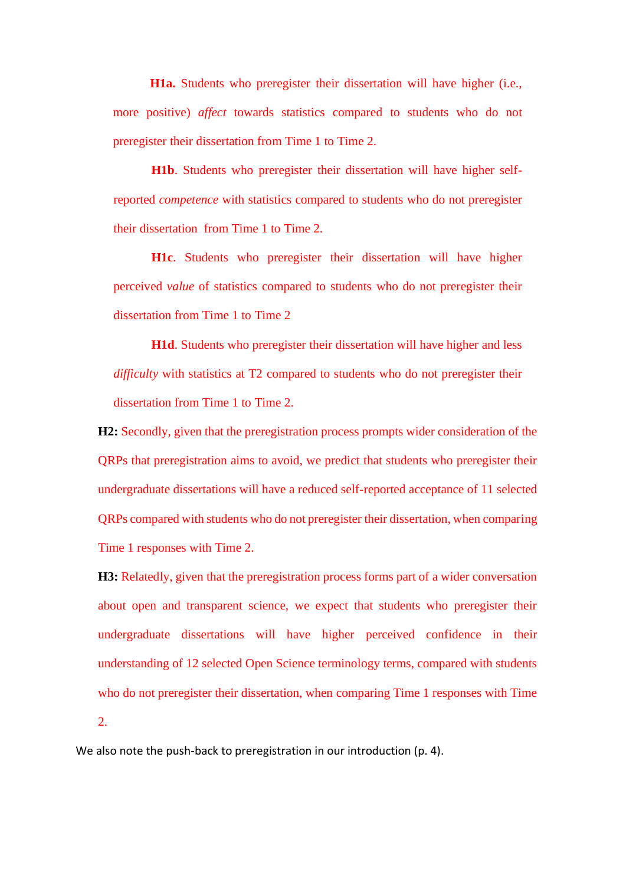**H1a.** Students who preregister their dissertation will have higher (i.e., more positive) *affect* towards statistics compared to students who do not preregister their dissertation from Time 1 to Time 2.

**H1b**. Students who preregister their dissertation will have higher self-reported *competence* with statistics compared to students who do not preregister their dissertation from Time 1 to Time 2.

**H1c**. Students who preregister their dissertation will have higher perceived *value* of statistics compared to students who do not preregister their dissertation from Time 1 to Time 2

**H1d**. Students who preregister their dissertation will have higher and less *difficulty* with statistics at T2 compared to students who do not preregister their dissertation from Time 1 to Time 2.

**H2:** Secondly, given that the preregistration process prompts wider consideration of the QRPs that preregistration aims to avoid, we predict that students who preregister their undergraduate dissertations will have a reduced self-reported acceptance of 11 selected QRPs compared with students who do not preregister their dissertation, when comparing Time 1 responses with Time 2.

**H3:** Relatedly, given that the preregistration process forms part of a wider conversation about open and transparent science, we expect that students who preregister their undergraduate dissertations will have higher perceived confidence in their understanding of 12 selected Open Science terminology terms, compared with students who do not preregister their dissertation, when comparing Time 1 responses with Time 2.

We also note the push-back to preregistration in our introduction (p. 4).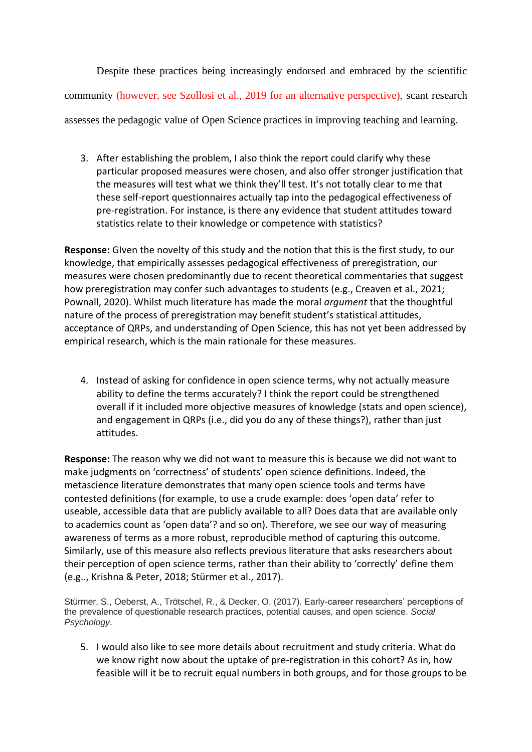Despite these practices being increasingly endorsed and embraced by the scientific community (however, see Szollosi et al., 2019 for an alternative perspective), scant research assesses the pedagogic value of Open Science practices in improving teaching and learning.

3. After establishing the problem, I also think the report could clarify why these particular proposed measures were chosen, and also offer stronger justification that the measures will test what we think they'll test. It's not totally clear to me that these self-report questionnaires actually tap into the pedagogical effectiveness of pre-registration. For instance, is there any evidence that student attitudes toward statistics relate to their knowledge or competence with statistics?

**Response:** GIven the novelty of this study and the notion that this is the first study, to our knowledge, that empirically assesses pedagogical effectiveness of preregistration, our measures were chosen predominantly due to recent theoretical commentaries that suggest how preregistration may confer such advantages to students (e.g., Creaven et al., 2021; Pownall, 2020). Whilst much literature has made the moral *argument* that the thoughtful nature of the process of preregistration may benefit student's statistical attitudes, acceptance of QRPs, and understanding of Open Science, this has not yet been addressed by empirical research, which is the main rationale for these measures.

4. Instead of asking for confidence in open science terms, why not actually measure ability to define the terms accurately? I think the report could be strengthened overall if it included more objective measures of knowledge (stats and open science), and engagement in QRPs (i.e., did you do any of these things?), rather than just attitudes.

**Response:** The reason why we did not want to measure this is because we did not want to make judgments on 'correctness' of students' open science definitions. Indeed, the metascience literature demonstrates that many open science tools and terms have contested definitions (for example, to use a crude example: does 'open data' refer to useable, accessible data that are publicly available to all? Does data that are available only to academics count as 'open data'? and so on). Therefore, we see our way of measuring awareness of terms as a more robust, reproducible method of capturing this outcome. Similarly, use of this measure also reflects previous literature that asks researchers about their perception of open science terms, rather than their ability to 'correctly' define them (e.g.., Krishna & Peter, 2018; Stürmer et al., 2017).

Stürmer, S., Oeberst, A., Trötschel, R., & Decker, O. (2017). Early-career researchers' perceptions of the prevalence of questionable research practices, potential causes, and open science. *Social Psychology*.

5. I would also like to see more details about recruitment and study criteria. What do we know right now about the uptake of pre-registration in this cohort? As in, how feasible will it be to recruit equal numbers in both groups, and for those groups to be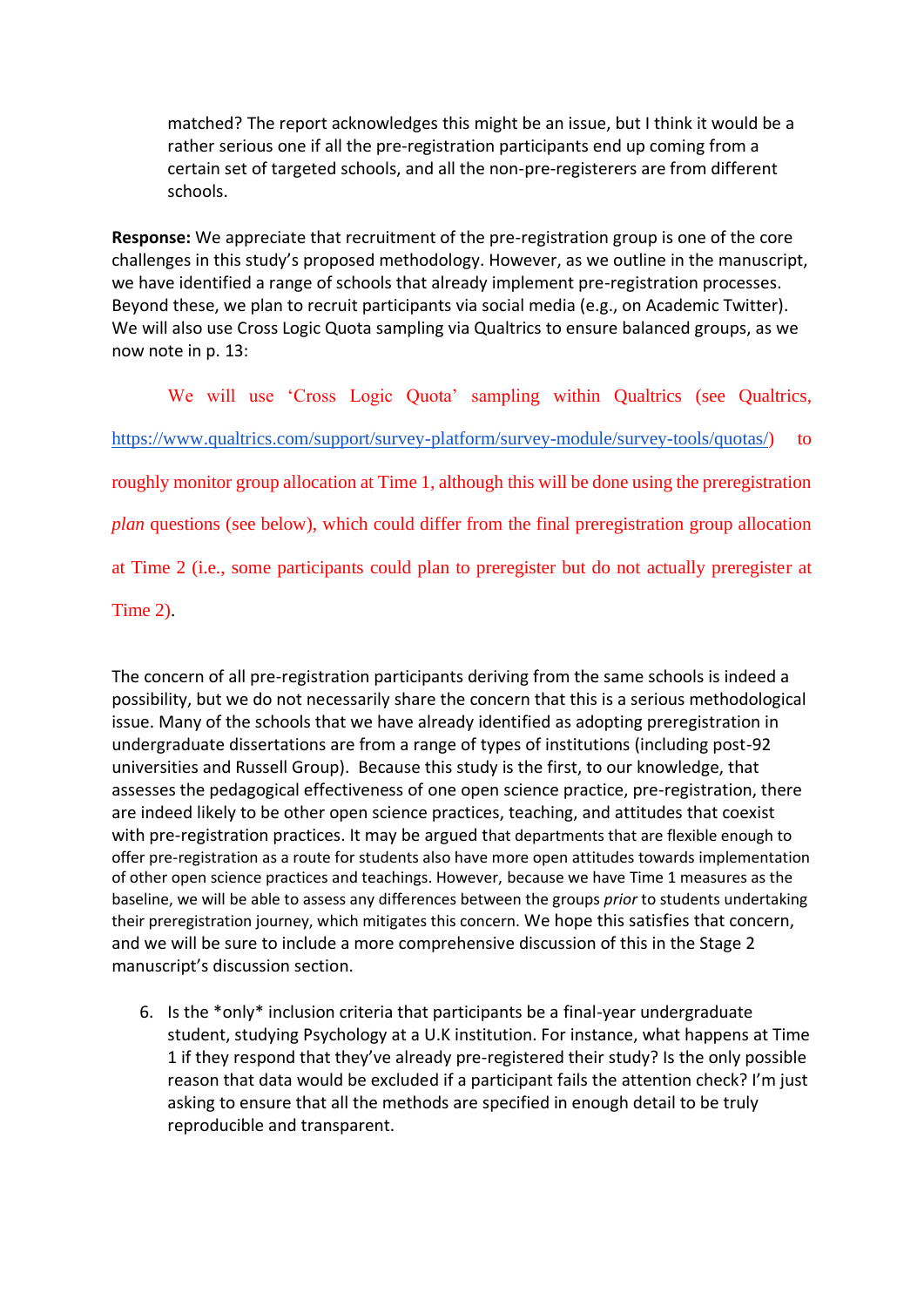matched? The report acknowledges this might be an issue, but I think it would be a rather serious one if all the pre-registration participants end up coming from a certain set of targeted schools, and all the non-pre-registerers are from different schools.

**Response:** We appreciate that recruitment of the pre-registration group is one of the core challenges in this study's proposed methodology. However, as we outline in the manuscript, we have identified a range of schools that already implement pre-registration processes. Beyond these, we plan to recruit participants via social media (e.g., on Academic Twitter). We will also use Cross Logic Quota sampling via Qualtrics to ensure balanced groups, as we now note in p. 13:

> We will use 'Cross Logic Quota' sampling within Qualtrics (see Qualtrics, https://www.qualtrics.com/support/survey-platform/survey-module/survey-tools/quotas/) to roughly monitor group allocation at Time 1, although this will be done using the preregistration *plan* questions (see below), which could differ from the final preregistration group allocation at Time 2 (i.e., some participants could plan to preregister but do not actually preregister at Time 2).

The concern of all pre-registration participants deriving from the same schools is indeed a possibility, but we do not necessarily share the concern that this is a serious methodological issue. Many of the schools that we have already identified as adopting preregistration in undergraduate dissertations are from a range of types of institutions (including post-92 universities and Russell Group). Because this study is the first, to our knowledge, that assesses the pedagogical effectiveness of one open science practice, pre-registration, there are indeed likely to be other open science practices, teaching, and attitudes that coexist with pre-registration practices. It may be argued that departments that are flexible enough to offer pre-registration as a route for students also have more open attitudes towards implementation of other open science practices and teachings. However, because we have Time 1 measures as the baseline, we will be able to assess any differences between the groups *prior* to students undertaking their preregistration journey, which mitigates this concern. We hope this satisfies that concern, and we will be sure to include a more comprehensive discussion of this in the Stage 2 manuscript's discussion section.

6. Is the *only* inclusion criteria that participants be a final-year undergraduate student, studying Psychology at a U.K institution. For instance, what happens at Time 1 if they respond that they've already pre-registered their study? Is the only possible reason that data would be excluded if a participant fails the attention check? I'm just asking to ensure that all the methods are specified in enough detail to be truly reproducible and transparent.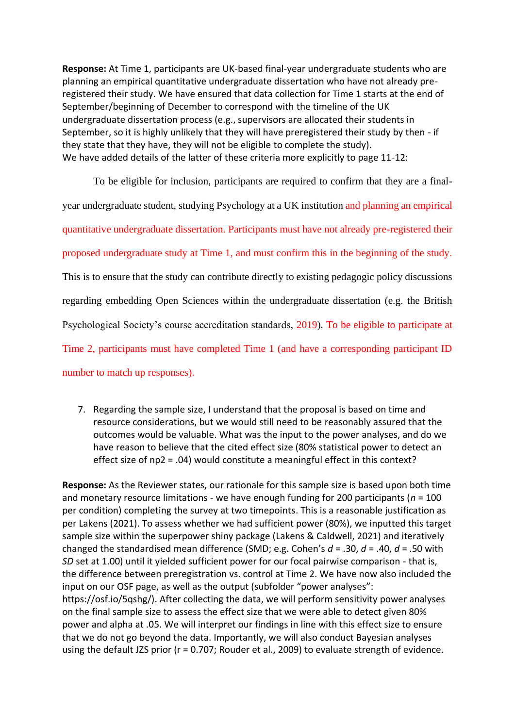**Response:** At Time 1, participants are UK-based final-year undergraduate students who are planning an empirical quantitative undergraduate dissertation who have not already pre-registered their study. We have ensured that data collection for Time 1 starts at the end of September/beginning of December to correspond with the timeline of the UK undergraduate dissertation process (e.g., supervisors are allocated their students in September, so it is highly unlikely that they will have preregistered their study by then - if they state that they have, they will not be eligible to complete the study).
We have added details of the latter of these criteria more explicitly to page 11-12:

> To be eligible for inclusion, participants are required to confirm that they are a final-year undergraduate student, studying Psychology at a UK institution and planning an empirical quantitative undergraduate dissertation. Participants must have not already pre-registered their proposed undergraduate study at Time 1, and must confirm this in the beginning of the study. This is to ensure that the study can contribute directly to existing pedagogic policy discussions regarding embedding Open Sciences within the undergraduate dissertation (e.g. the British Psychological Society's course accreditation standards, 2019). To be eligible to participate at Time 2, participants must have completed Time 1 (and have a corresponding participant ID number to match up responses).

7. Regarding the sample size, I understand that the proposal is based on time and resource considerations, but we would still need to be reasonably assured that the outcomes would be valuable. What was the input to the power analyses, and do we have reason to believe that the cited effect size (80% statistical power to detect an effect size of np2 = .04) would constitute a meaningful effect in this context?

**Response:** As the Reviewer states, our rationale for this sample size is based upon both time and monetary resource limitations - we have enough funding for 200 participants (*n* = 100 per condition) completing the survey at two timepoints. This is a reasonable justification as per Lakens (2021). To assess whether we had sufficient power (80%), we inputted this target sample size within the superpower shiny package (Lakens & Caldwell, 2021) and iteratively changed the standardised mean difference (SMD; e.g. Cohen's *d* = .30, *d* = .40, *d* = .50 with *SD* set at 1.00) until it yielded sufficient power for our focal pairwise comparison - that is, the difference between preregistration vs. control at Time 2. We have now also included the input on our OSF page, as well as the output (subfolder "power analyses": https://osf.io/5qshg/). After collecting the data, we will perform sensitivity power analyses on the final sample size to assess the effect size that we were able to detect given 80% power and alpha at .05. We will interpret our findings in line with this effect size to ensure that we do not go beyond the data. Importantly, we will also conduct Bayesian analyses using the default JZS prior (r = 0.707; Rouder et al., 2009) to evaluate strength of evidence.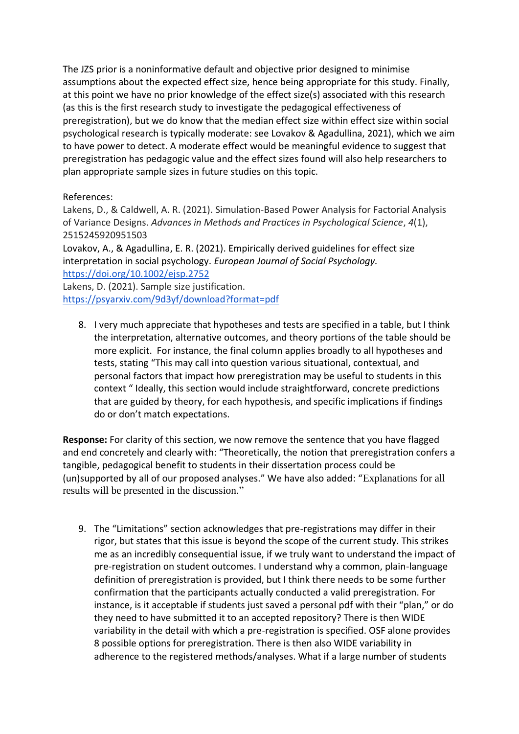The JZS prior is a noninformative default and objective prior designed to minimise assumptions about the expected effect size, hence being appropriate for this study. Finally, at this point we have no prior knowledge of the effect size(s) associated with this research (as this is the first research study to investigate the pedagogical effectiveness of preregistration), but we do know that the median effect size within effect size within social psychological research is typically moderate: see Lovakov & Agadullina, 2021), which we aim to have power to detect. A moderate effect would be meaningful evidence to suggest that preregistration has pedagogic value and the effect sizes found will also help researchers to plan appropriate sample sizes in future studies on this topic.

References:

Lakens, D., & Caldwell, A. R. (2021). Simulation-Based Power Analysis for Factorial Analysis of Variance Designs. *Advances in Methods and Practices in Psychological Science*, *4*(1), 2515245920951503

Lovakov, A., & Agadullina, E. R. (2021). Empirically derived guidelines for effect size interpretation in social psychology. *European Journal of Social Psychology.* https://doi.org/10.1002/ejsp.2752

Lakens, D. (2021). Sample size justification. https://psyarxiv.com/9d3yf/download?format=pdf

8. I very much appreciate that hypotheses and tests are specified in a table, but I think the interpretation, alternative outcomes, and theory portions of the table should be more explicit. For instance, the final column applies broadly to all hypotheses and tests, stating "This may call into question various situational, contextual, and personal factors that impact how preregistration may be useful to students in this context " Ideally, this section would include straightforward, concrete predictions that are guided by theory, for each hypothesis, and specific implications if findings do or don't match expectations.

**Response:** For clarity of this section, we now remove the sentence that you have flagged and end concretely and clearly with: "Theoretically, the notion that preregistration confers a tangible, pedagogical benefit to students in their dissertation process could be (un)supported by all of our proposed analyses." We have also added: "Explanations for all results will be presented in the discussion."

9. The "Limitations" section acknowledges that pre-registrations may differ in their rigor, but states that this issue is beyond the scope of the current study. This strikes me as an incredibly consequential issue, if we truly want to understand the impact of pre-registration on student outcomes. I understand why a common, plain-language definition of preregistration is provided, but I think there needs to be some further confirmation that the participants actually conducted a valid preregistration. For instance, is it acceptable if students just saved a personal pdf with their "plan," or do they need to have submitted it to an accepted repository? There is then WIDE variability in the detail with which a pre-registration is specified. OSF alone provides 8 possible options for preregistration. There is then also WIDE variability in adherence to the registered methods/analyses. What if a large number of students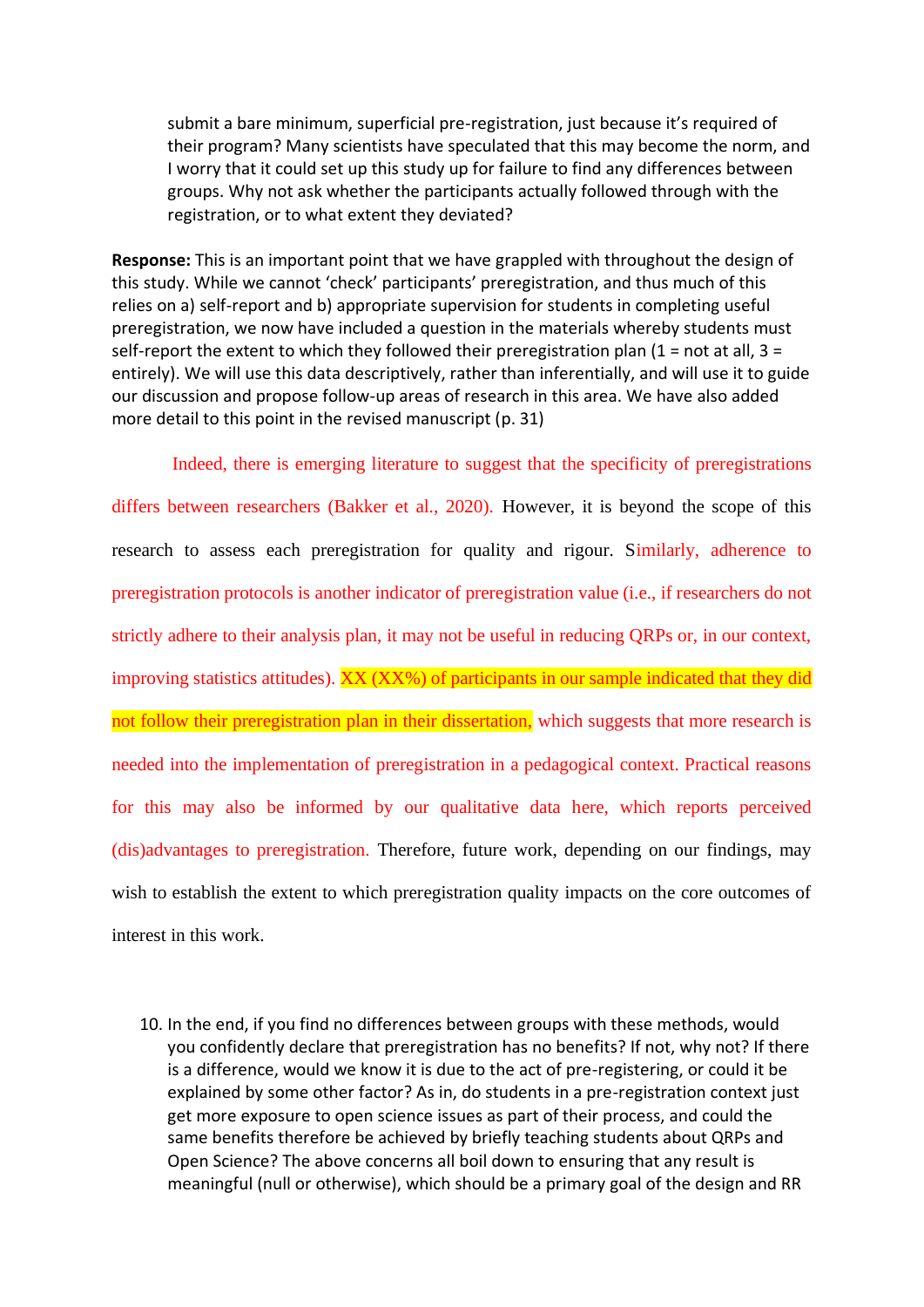submit a bare minimum, superficial pre-registration, just because it's required of their program? Many scientists have speculated that this may become the norm, and I worry that it could set up this study up for failure to find any differences between groups. Why not ask whether the participants actually followed through with the registration, or to what extent they deviated?

**Response:** This is an important point that we have grappled with throughout the design of this study. While we cannot 'check' participants' preregistration, and thus much of this relies on a) self-report and b) appropriate supervision for students in completing useful preregistration, we now have included a question in the materials whereby students must self-report the extent to which they followed their preregistration plan (1 = not at all, 3 = entirely). We will use this data descriptively, rather than inferentially, and will use it to guide our discussion and propose follow-up areas of research in this area. We have also added more detail to this point in the revised manuscript (p. 31)

Indeed, there is emerging literature to suggest that the specificity of preregistrations differs between researchers (Bakker et al., 2020). However, it is beyond the scope of this research to assess each preregistration for quality and rigour. Similarly, adherence to preregistration protocols is another indicator of preregistration value (i.e., if researchers do not strictly adhere to their analysis plan, it may not be useful in reducing QRPs or, in our context, improving statistics attitudes). XX (XX%) of participants in our sample indicated that they did not follow their preregistration plan in their dissertation, which suggests that more research is needed into the implementation of preregistration in a pedagogical context. Practical reasons for this may also be informed by our qualitative data here, which reports perceived (dis)advantages to preregistration. Therefore, future work, depending on our findings, may wish to establish the extent to which preregistration quality impacts on the core outcomes of interest in this work.

10. In the end, if you find no differences between groups with these methods, would you confidently declare that preregistration has no benefits? If not, why not? If there is a difference, would we know it is due to the act of pre-registering, or could it be explained by some other factor? As in, do students in a pre-registration context just get more exposure to open science issues as part of their process, and could the same benefits therefore be achieved by briefly teaching students about QRPs and Open Science? The above concerns all boil down to ensuring that any result is meaningful (null or otherwise), which should be a primary goal of the design and RR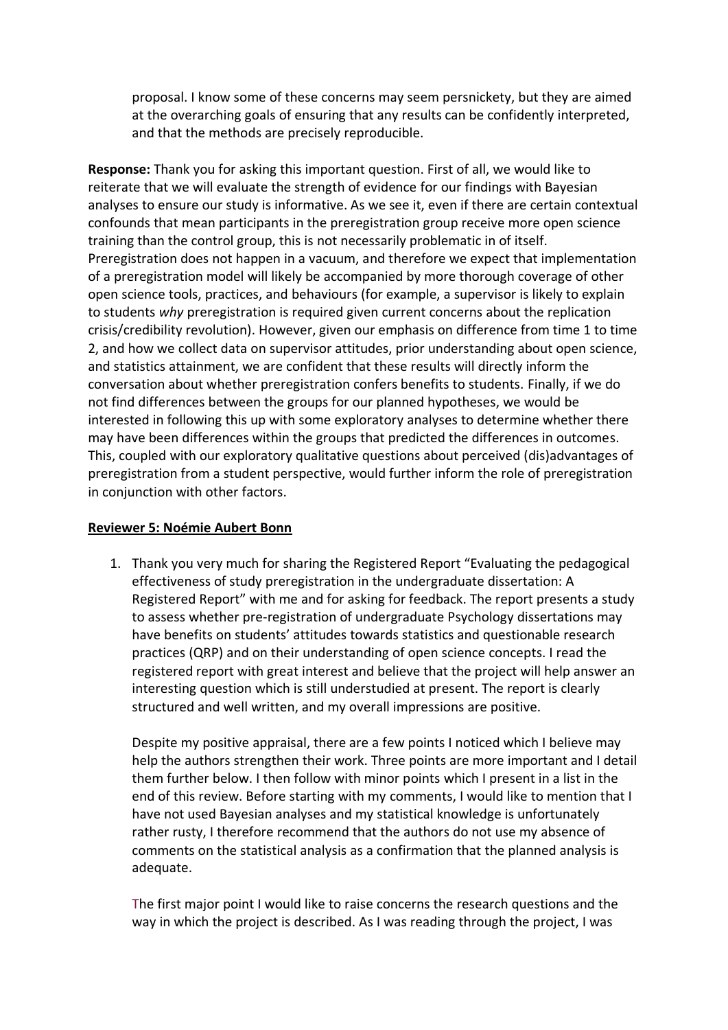proposal. I know some of these concerns may seem persnickety, but they are aimed at the overarching goals of ensuring that any results can be confidently interpreted, and that the methods are precisely reproducible.

**Response:** Thank you for asking this important question. First of all, we would like to reiterate that we will evaluate the strength of evidence for our findings with Bayesian analyses to ensure our study is informative. As we see it, even if there are certain contextual confounds that mean participants in the preregistration group receive more open science training than the control group, this is not necessarily problematic in of itself. Preregistration does not happen in a vacuum, and therefore we expect that implementation of a preregistration model will likely be accompanied by more thorough coverage of other open science tools, practices, and behaviours (for example, a supervisor is likely to explain to students *why* preregistration is required given current concerns about the replication crisis/credibility revolution). However, given our emphasis on difference from time 1 to time 2, and how we collect data on supervisor attitudes, prior understanding about open science, and statistics attainment, we are confident that these results will directly inform the conversation about whether preregistration confers benefits to students. Finally, if we do not find differences between the groups for our planned hypotheses, we would be interested in following this up with some exploratory analyses to determine whether there may have been differences within the groups that predicted the differences in outcomes. This, coupled with our exploratory qualitative questions about perceived (dis)advantages of preregistration from a student perspective, would further inform the role of preregistration in conjunction with other factors.

**<u>Reviewer 5: Noémie Aubert Bonn</u>**

1. Thank you very much for sharing the Registered Report "Evaluating the pedagogical effectiveness of study preregistration in the undergraduate dissertation: A Registered Report" with me and for asking for feedback. The report presents a study to assess whether pre-registration of undergraduate Psychology dissertations may have benefits on students' attitudes towards statistics and questionable research practices (QRP) and on their understanding of open science concepts. I read the registered report with great interest and believe that the project will help answer an interesting question which is still understudied at present. The report is clearly structured and well written, and my overall impressions are positive.

   Despite my positive appraisal, there are a few points I noticed which I believe may help the authors strengthen their work. Three points are more important and I detail them further below. I then follow with minor points which I present in a list in the end of this review. Before starting with my comments, I would like to mention that I have not used Bayesian analyses and my statistical knowledge is unfortunately rather rusty, I therefore recommend that the authors do not use my absence of comments on the statistical analysis as a confirmation that the planned analysis is adequate.

   The first major point I would like to raise concerns the research questions and the way in which the project is described. As I was reading through the project, I was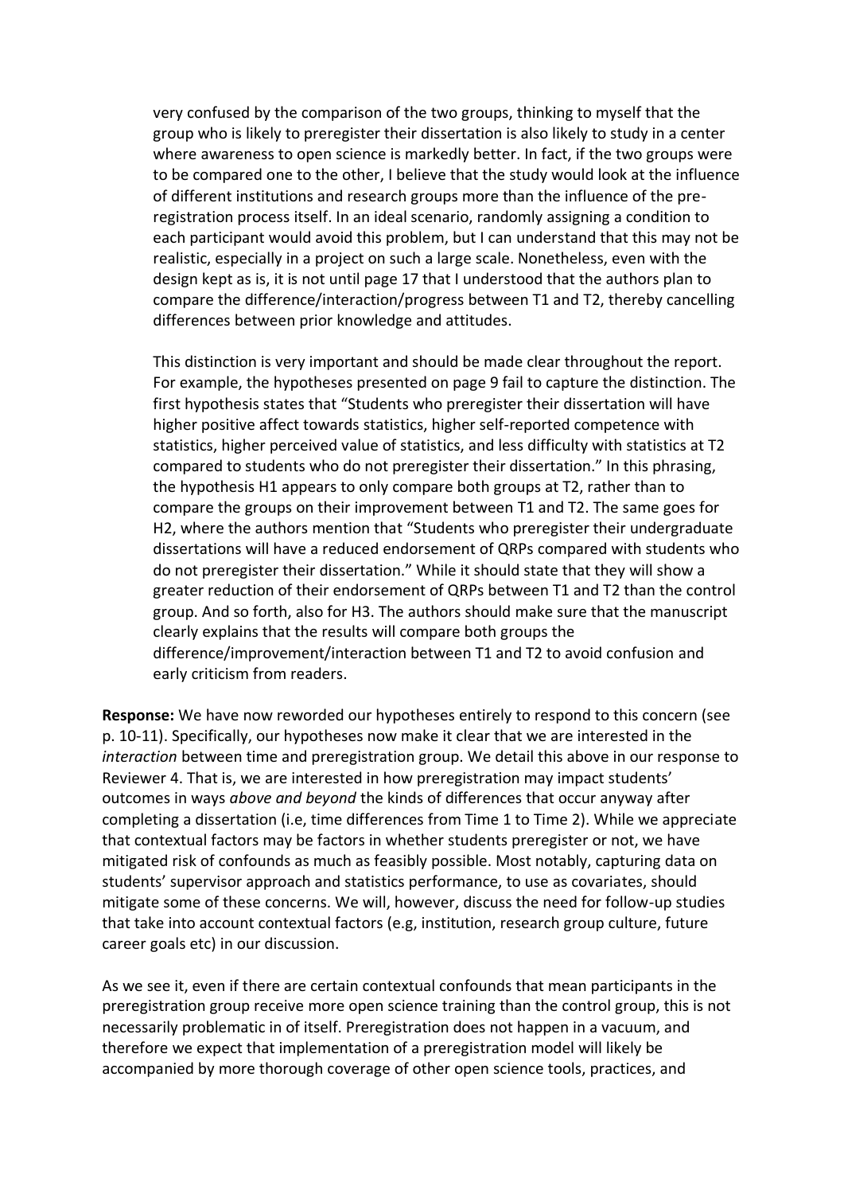very confused by the comparison of the two groups, thinking to myself that the group who is likely to preregister their dissertation is also likely to study in a center where awareness to open science is markedly better. In fact, if the two groups were to be compared one to the other, I believe that the study would look at the influence of different institutions and research groups more than the influence of the pre-registration process itself. In an ideal scenario, randomly assigning a condition to each participant would avoid this problem, but I can understand that this may not be realistic, especially in a project on such a large scale. Nonetheless, even with the design kept as is, it is not until page 17 that I understood that the authors plan to compare the difference/interaction/progress between T1 and T2, thereby cancelling differences between prior knowledge and attitudes.

This distinction is very important and should be made clear throughout the report. For example, the hypotheses presented on page 9 fail to capture the distinction. The first hypothesis states that "Students who preregister their dissertation will have higher positive affect towards statistics, higher self-reported competence with statistics, higher perceived value of statistics, and less difficulty with statistics at T2 compared to students who do not preregister their dissertation." In this phrasing, the hypothesis H1 appears to only compare both groups at T2, rather than to compare the groups on their improvement between T1 and T2. The same goes for H2, where the authors mention that "Students who preregister their undergraduate dissertations will have a reduced endorsement of QRPs compared with students who do not preregister their dissertation." While it should state that they will show a greater reduction of their endorsement of QRPs between T1 and T2 than the control group. And so forth, also for H3. The authors should make sure that the manuscript clearly explains that the results will compare both groups the difference/improvement/interaction between T1 and T2 to avoid confusion and early criticism from readers.

**Response:** We have now reworded our hypotheses entirely to respond to this concern (see p. 10-11). Specifically, our hypotheses now make it clear that we are interested in the *interaction* between time and preregistration group. We detail this above in our response to Reviewer 4. That is, we are interested in how preregistration may impact students' outcomes in ways *above and beyond* the kinds of differences that occur anyway after completing a dissertation (i.e, time differences from Time 1 to Time 2). While we appreciate that contextual factors may be factors in whether students preregister or not, we have mitigated risk of confounds as much as feasibly possible. Most notably, capturing data on students' supervisor approach and statistics performance, to use as covariates, should mitigate some of these concerns. We will, however, discuss the need for follow-up studies that take into account contextual factors (e.g, institution, research group culture, future career goals etc) in our discussion.

As we see it, even if there are certain contextual confounds that mean participants in the preregistration group receive more open science training than the control group, this is not necessarily problematic in of itself. Preregistration does not happen in a vacuum, and therefore we expect that implementation of a preregistration model will likely be accompanied by more thorough coverage of other open science tools, practices, and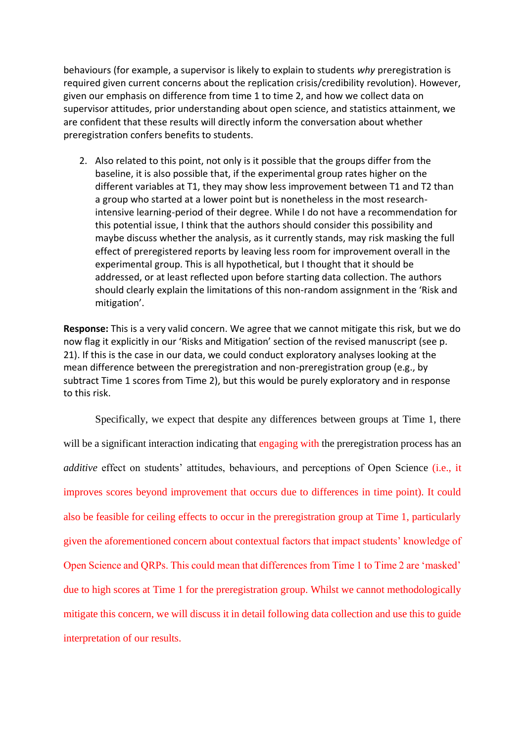behaviours (for example, a supervisor is likely to explain to students *why* preregistration is required given current concerns about the replication crisis/credibility revolution). However, given our emphasis on difference from time 1 to time 2, and how we collect data on supervisor attitudes, prior understanding about open science, and statistics attainment, we are confident that these results will directly inform the conversation about whether preregistration confers benefits to students.

2. Also related to this point, not only is it possible that the groups differ from the baseline, it is also possible that, if the experimental group rates higher on the different variables at T1, they may show less improvement between T1 and T2 than a group who started at a lower point but is nonetheless in the most research-intensive learning-period of their degree. While I do not have a recommendation for this potential issue, I think that the authors should consider this possibility and maybe discuss whether the analysis, as it currently stands, may risk masking the full effect of preregistered reports by leaving less room for improvement overall in the experimental group. This is all hypothetical, but I thought that it should be addressed, or at least reflected upon before starting data collection. The authors should clearly explain the limitations of this non-random assignment in the 'Risk and mitigation'.

**Response:** This is a very valid concern. We agree that we cannot mitigate this risk, but we do now flag it explicitly in our 'Risks and Mitigation' section of the revised manuscript (see p. 21). If this is the case in our data, we could conduct exploratory analyses looking at the mean difference between the preregistration and non-preregistration group (e.g., by subtract Time 1 scores from Time 2), but this would be purely exploratory and in response to this risk.

Specifically, we expect that despite any differences between groups at Time 1, there will be a significant interaction indicating that engaging with the preregistration process has an *additive* effect on students' attitudes, behaviours, and perceptions of Open Science (i.e., it improves scores beyond improvement that occurs due to differences in time point). It could also be feasible for ceiling effects to occur in the preregistration group at Time 1, particularly given the aforementioned concern about contextual factors that impact students' knowledge of Open Science and QRPs. This could mean that differences from Time 1 to Time 2 are 'masked' due to high scores at Time 1 for the preregistration group. Whilst we cannot methodologically mitigate this concern, we will discuss it in detail following data collection and use this to guide interpretation of our results.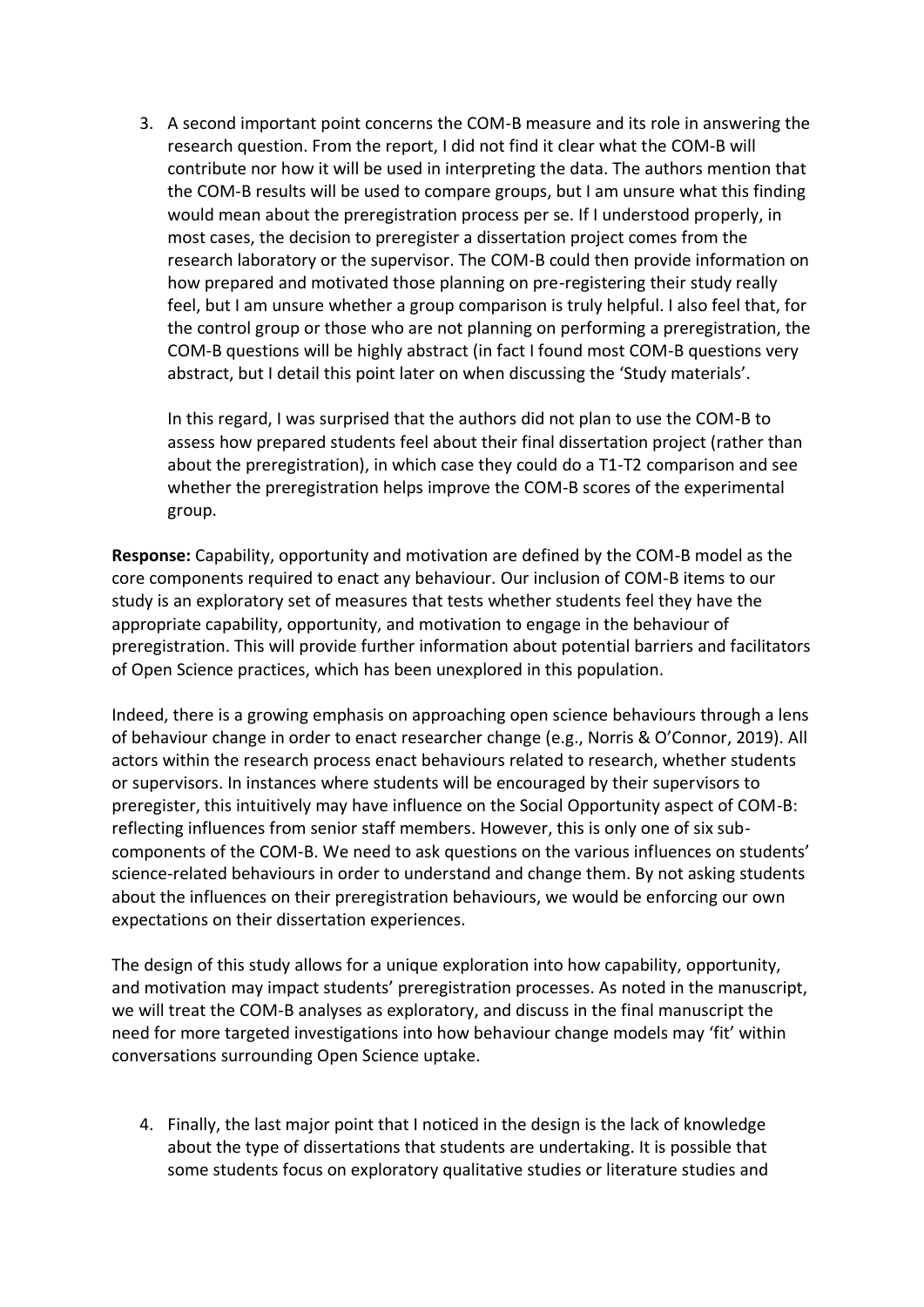3. A second important point concerns the COM-B measure and its role in answering the research question. From the report, I did not find it clear what the COM-B will contribute nor how it will be used in interpreting the data. The authors mention that the COM-B results will be used to compare groups, but I am unsure what this finding would mean about the preregistration process per se. If I understood properly, in most cases, the decision to preregister a dissertation project comes from the research laboratory or the supervisor. The COM-B could then provide information on how prepared and motivated those planning on pre-registering their study really feel, but I am unsure whether a group comparison is truly helpful. I also feel that, for the control group or those who are not planning on performing a preregistration, the COM-B questions will be highly abstract (in fact I found most COM-B questions very abstract, but I detail this point later on when discussing the 'Study materials'.

   In this regard, I was surprised that the authors did not plan to use the COM-B to assess how prepared students feel about their final dissertation project (rather than about the preregistration), in which case they could do a T1-T2 comparison and see whether the preregistration helps improve the COM-B scores of the experimental group.

**Response:** Capability, opportunity and motivation are defined by the COM-B model as the core components required to enact any behaviour. Our inclusion of COM-B items to our study is an exploratory set of measures that tests whether students feel they have the appropriate capability, opportunity, and motivation to engage in the behaviour of preregistration. This will provide further information about potential barriers and facilitators of Open Science practices, which has been unexplored in this population.

Indeed, there is a growing emphasis on approaching open science behaviours through a lens of behaviour change in order to enact researcher change (e.g., Norris & O'Connor, 2019). All actors within the research process enact behaviours related to research, whether students or supervisors. In instances where students will be encouraged by their supervisors to preregister, this intuitively may have influence on the Social Opportunity aspect of COM-B: reflecting influences from senior staff members. However, this is only one of six sub-components of the COM-B. We need to ask questions on the various influences on students' science-related behaviours in order to understand and change them. By not asking students about the influences on their preregistration behaviours, we would be enforcing our own expectations on their dissertation experiences.

The design of this study allows for a unique exploration into how capability, opportunity, and motivation may impact students' preregistration processes. As noted in the manuscript, we will treat the COM-B analyses as exploratory, and discuss in the final manuscript the need for more targeted investigations into how behaviour change models may 'fit' within conversations surrounding Open Science uptake.

4. Finally, the last major point that I noticed in the design is the lack of knowledge about the type of dissertations that students are undertaking. It is possible that some students focus on exploratory qualitative studies or literature studies and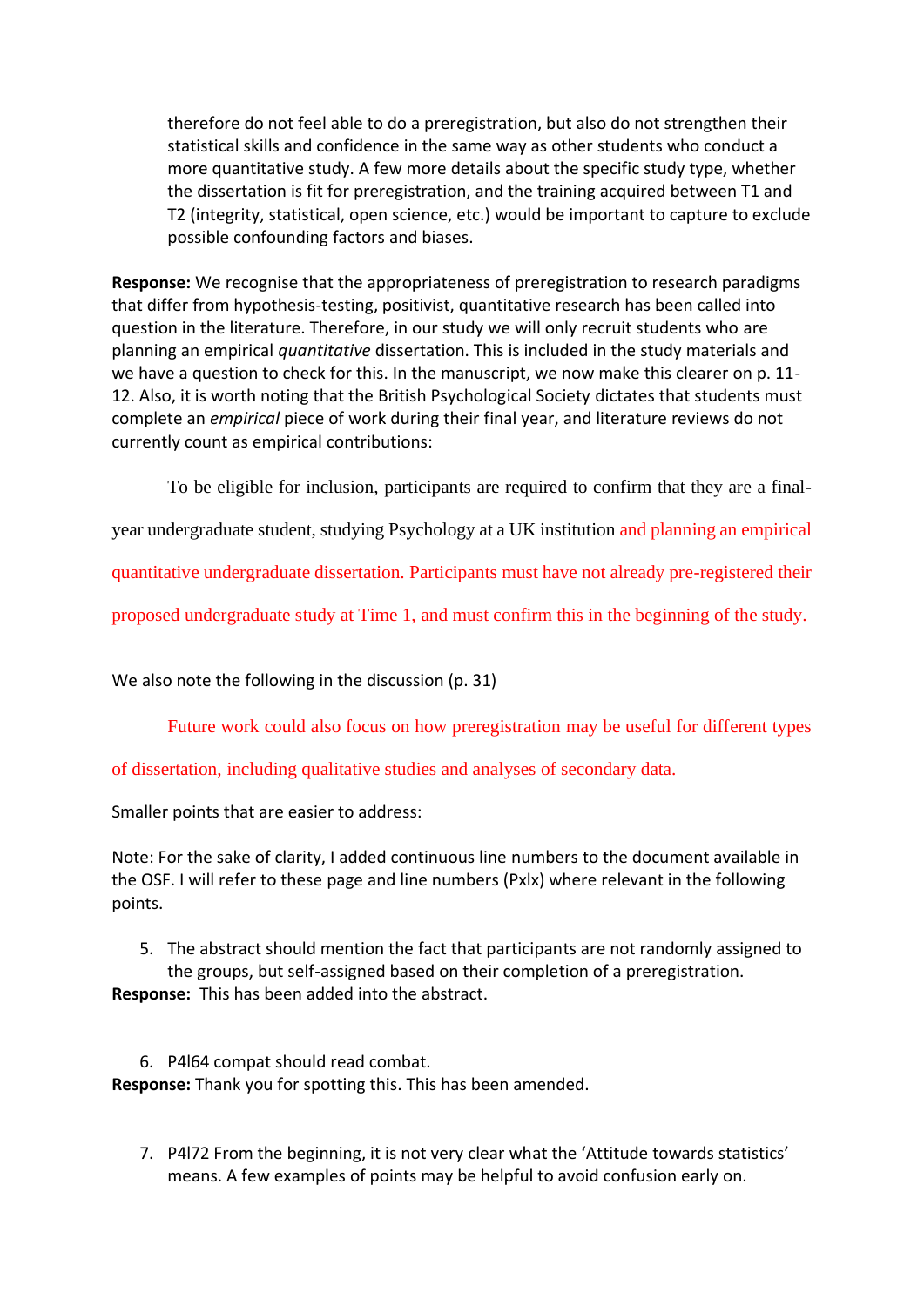therefore do not feel able to do a preregistration, but also do not strengthen their statistical skills and confidence in the same way as other students who conduct a more quantitative study. A few more details about the specific study type, whether the dissertation is fit for preregistration, and the training acquired between T1 and T2 (integrity, statistical, open science, etc.) would be important to capture to exclude possible confounding factors and biases.

**Response:** We recognise that the appropriateness of preregistration to research paradigms that differ from hypothesis-testing, positivist, quantitative research has been called into question in the literature. Therefore, in our study we will only recruit students who are planning an empirical *quantitative* dissertation. This is included in the study materials and we have a question to check for this. In the manuscript, we now make this clearer on p. 11-12. Also, it is worth noting that the British Psychological Society dictates that students must complete an *empirical* piece of work during their final year, and literature reviews do not currently count as empirical contributions:

> To be eligible for inclusion, participants are required to confirm that they are a final-year undergraduate student, studying Psychology at a UK institution and planning an empirical quantitative undergraduate dissertation. Participants must have not already pre-registered their proposed undergraduate study at Time 1, and must confirm this in the beginning of the study.

We also note the following in the discussion (p. 31)

> Future work could also focus on how preregistration may be useful for different types of dissertation, including qualitative studies and analyses of secondary data.

Smaller points that are easier to address:

Note: For the sake of clarity, I added continuous line numbers to the document available in the OSF. I will refer to these page and line numbers (Pxlx) where relevant in the following points.

5. The abstract should mention the fact that participants are not randomly assigned to the groups, but self-assigned based on their completion of a preregistration.

**Response:** This has been added into the abstract.

6. P4l64 compat should read combat.

**Response:** Thank you for spotting this. This has been amended.

7. P4l72 From the beginning, it is not very clear what the 'Attitude towards statistics' means. A few examples of points may be helpful to avoid confusion early on.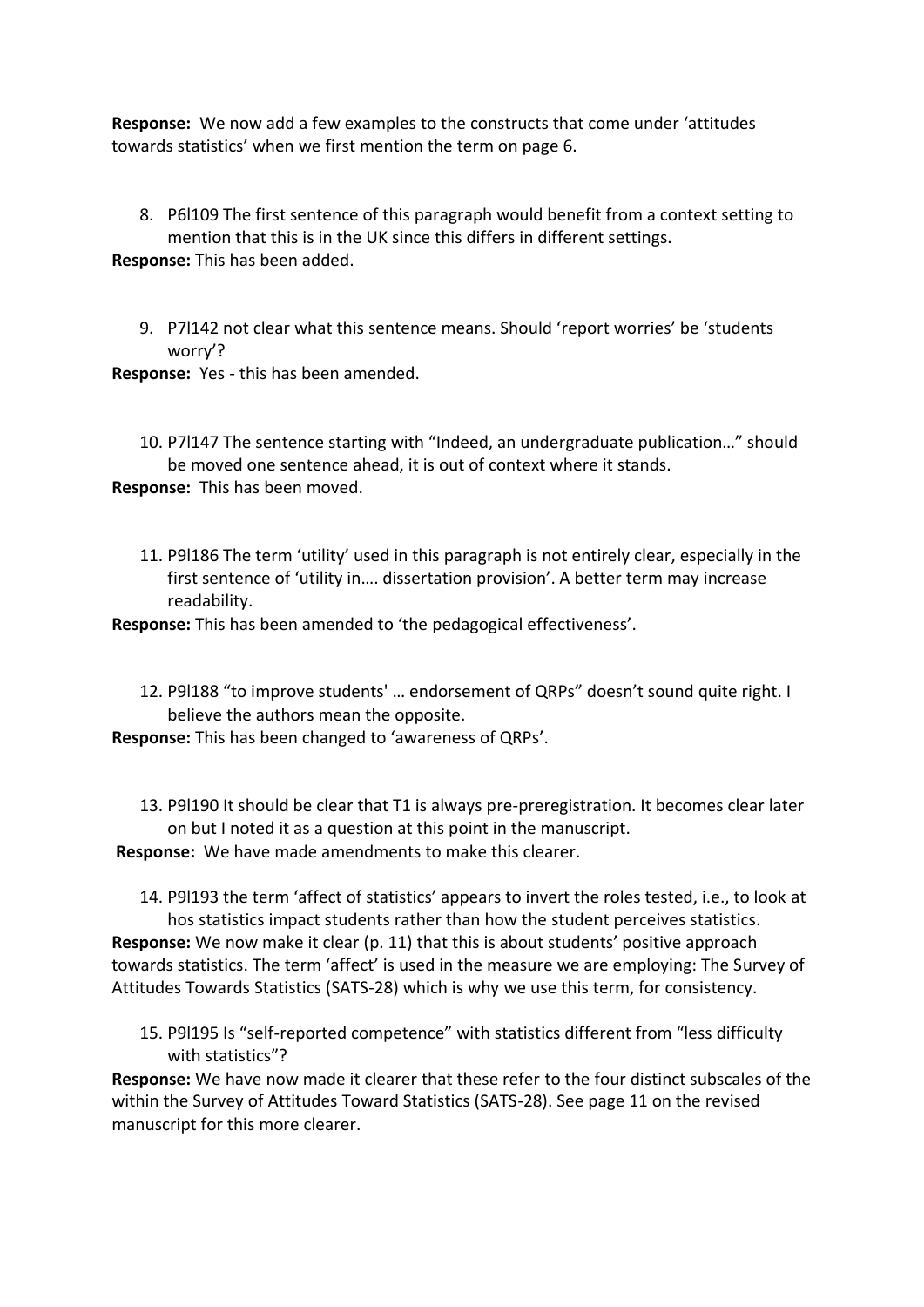**Response:** We now add a few examples to the constructs that come under 'attitudes towards statistics' when we first mention the term on page 6.

8. P6l109 The first sentence of this paragraph would benefit from a context setting to mention that this is in the UK since this differs in different settings.

**Response:** This has been added.

9. P7l142 not clear what this sentence means. Should 'report worries' be 'students worry'?

**Response:** Yes - this has been amended.

10. P7l147 The sentence starting with "Indeed, an undergraduate publication…" should be moved one sentence ahead, it is out of context where it stands.

**Response:** This has been moved.

11. P9l186 The term 'utility' used in this paragraph is not entirely clear, especially in the first sentence of 'utility in…. dissertation provision'. A better term may increase readability.

**Response:** This has been amended to 'the pedagogical effectiveness'.

12. P9l188 "to improve students' … endorsement of QRPs" doesn't sound quite right. I believe the authors mean the opposite.

**Response:** This has been changed to 'awareness of QRPs'.

13. P9l190 It should be clear that T1 is always pre-preregistration. It becomes clear later on but I noted it as a question at this point in the manuscript.

**Response:** We have made amendments to make this clearer.

14. P9l193 the term 'affect of statistics' appears to invert the roles tested, i.e., to look at hos statistics impact students rather than how the student perceives statistics.

**Response:** We now make it clear (p. 11) that this is about students' positive approach towards statistics. The term 'affect' is used in the measure we are employing: The Survey of Attitudes Towards Statistics (SATS-28) which is why we use this term, for consistency.

15. P9l195 Is "self-reported competence" with statistics different from "less difficulty with statistics"?

**Response:** We have now made it clearer that these refer to the four distinct subscales of the within the Survey of Attitudes Toward Statistics (SATS-28). See page 11 on the revised manuscript for this more clearer.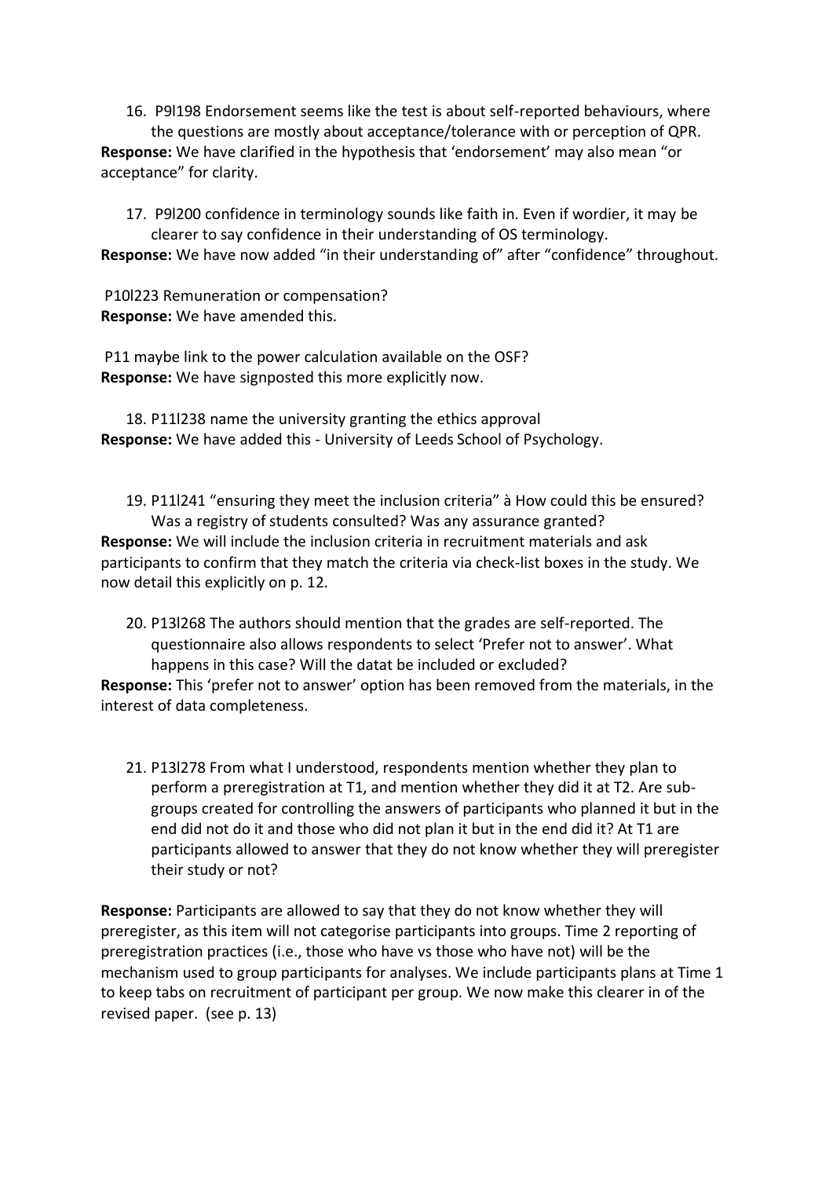16. P9l198 Endorsement seems like the test is about self-reported behaviours, where the questions are mostly about acceptance/tolerance with or perception of QPR.

**Response:** We have clarified in the hypothesis that 'endorsement' may also mean "or acceptance" for clarity.

17. P9l200 confidence in terminology sounds like faith in. Even if wordier, it may be clearer to say confidence in their understanding of OS terminology.

**Response:** We have now added "in their understanding of" after "confidence" throughout.

P10l223 Remuneration or compensation?

**Response:** We have amended this.

P11 maybe link to the power calculation available on the OSF?

**Response:** We have signposted this more explicitly now.

18. P11l238 name the university granting the ethics approval

**Response:** We have added this - University of Leeds School of Psychology.

19. P11l241 "ensuring they meet the inclusion criteria" à How could this be ensured? Was a registry of students consulted? Was any assurance granted?

**Response:** We will include the inclusion criteria in recruitment materials and ask participants to confirm that they match the criteria via check-list boxes in the study. We now detail this explicitly on p. 12.

20. P13l268 The authors should mention that the grades are self-reported. The questionnaire also allows respondents to select 'Prefer not to answer'. What happens in this case? Will the datat be included or excluded?

**Response:** This 'prefer not to answer' option has been removed from the materials, in the interest of data completeness.

21. P13l278 From what I understood, respondents mention whether they plan to perform a preregistration at T1, and mention whether they did it at T2. Are sub-groups created for controlling the answers of participants who planned it but in the end did not do it and those who did not plan it but in the end did it? At T1 are participants allowed to answer that they do not know whether they will preregister their study or not?

**Response:** Participants are allowed to say that they do not know whether they will preregister, as this item will not categorise participants into groups. Time 2 reporting of preregistration practices (i.e., those who have vs those who have not) will be the mechanism used to group participants for analyses. We include participants plans at Time 1 to keep tabs on recruitment of participant per group. We now make this clearer in of the revised paper. (see p. 13)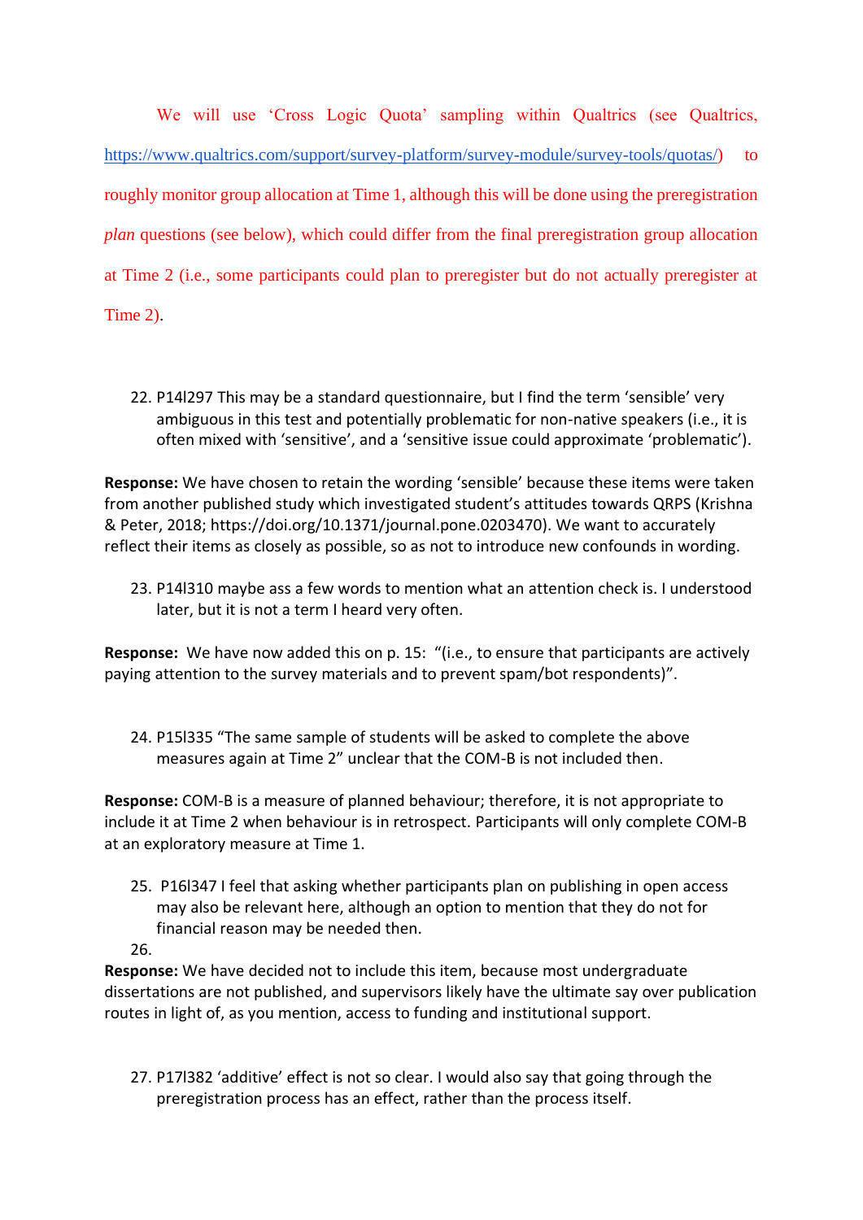We will use 'Cross Logic Quota' sampling within Qualtrics (see Qualtrics, https://www.qualtrics.com/support/survey-platform/survey-module/survey-tools/quotas/) to roughly monitor group allocation at Time 1, although this will be done using the preregistration *plan* questions (see below), which could differ from the final preregistration group allocation at Time 2 (i.e., some participants could plan to preregister but do not actually preregister at Time 2).

22. P14l297 This may be a standard questionnaire, but I find the term 'sensible' very ambiguous in this test and potentially problematic for non-native speakers (i.e., it is often mixed with 'sensitive', and a 'sensitive issue could approximate 'problematic').

**Response:** We have chosen to retain the wording 'sensible' because these items were taken from another published study which investigated student's attitudes towards QRPS (Krishna & Peter, 2018; https://doi.org/10.1371/journal.pone.0203470). We want to accurately reflect their items as closely as possible, so as not to introduce new confounds in wording.

23. P14l310 maybe ass a few words to mention what an attention check is. I understood later, but it is not a term I heard very often.

**Response:** We have now added this on p. 15: "(i.e., to ensure that participants are actively paying attention to the survey materials and to prevent spam/bot respondents)".

24. P15l335 "The same sample of students will be asked to complete the above measures again at Time 2" unclear that the COM-B is not included then.

**Response:** COM-B is a measure of planned behaviour; therefore, it is not appropriate to include it at Time 2 when behaviour is in retrospect. Participants will only complete COM-B at an exploratory measure at Time 1.

25. P16l347 I feel that asking whether participants plan on publishing in open access may also be relevant here, although an option to mention that they do not for financial reason may be needed then.
26.

**Response:** We have decided not to include this item, because most undergraduate dissertations are not published, and supervisors likely have the ultimate say over publication routes in light of, as you mention, access to funding and institutional support.

27. P17l382 'additive' effect is not so clear. I would also say that going through the preregistration process has an effect, rather than the process itself.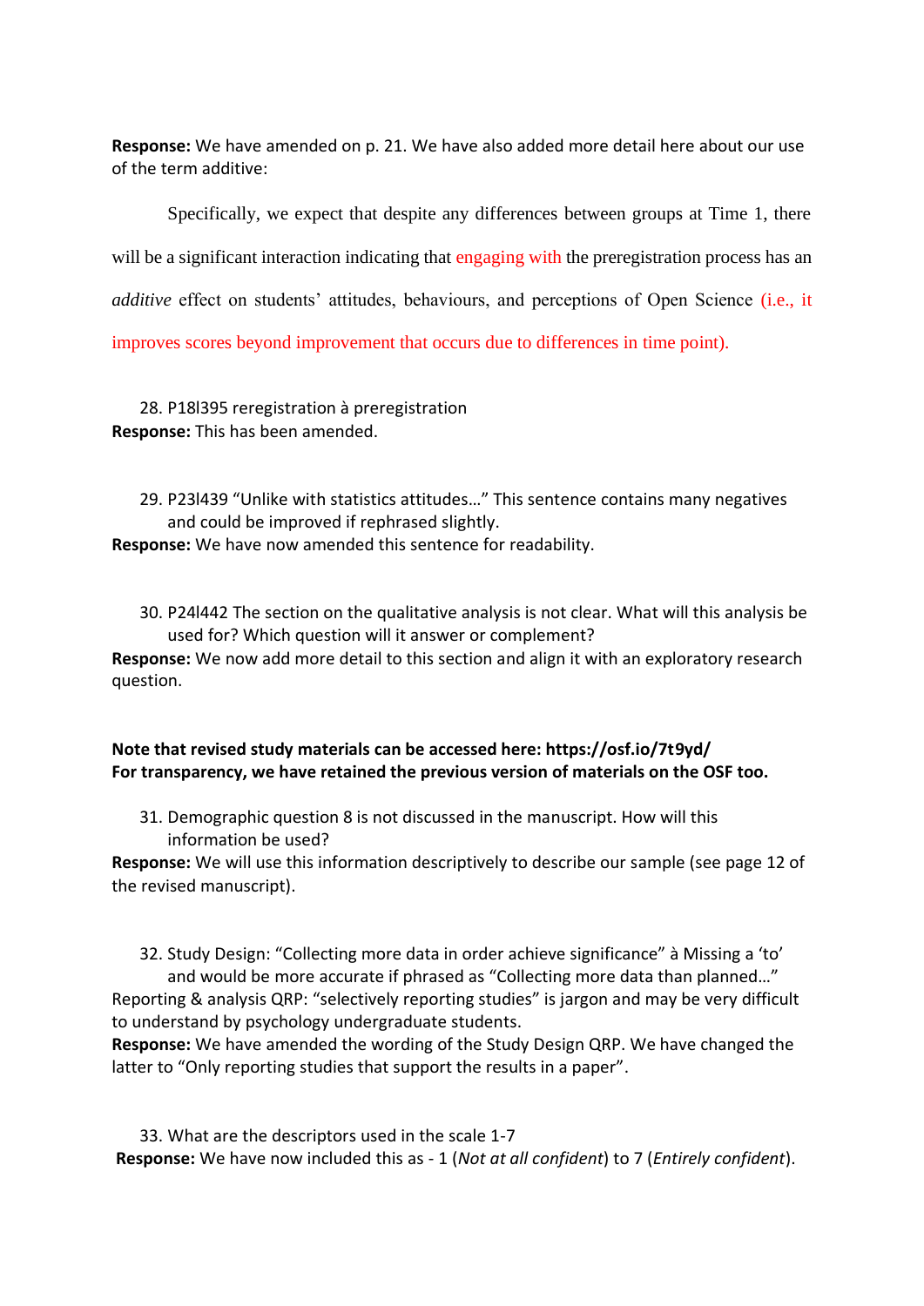**Response:** We have amended on p. 21. We have also added more detail here about our use of the term additive:

Specifically, we expect that despite any differences between groups at Time 1, there will be a significant interaction indicating that engaging with the preregistration process has an *additive* effect on students' attitudes, behaviours, and perceptions of Open Science (i.e., it improves scores beyond improvement that occurs due to differences in time point).

28. P18l395 reregistration à preregistration

**Response:** This has been amended.

29. P23l439 "Unlike with statistics attitudes…" This sentence contains many negatives and could be improved if rephrased slightly.

**Response:** We have now amended this sentence for readability.

30. P24l442 The section on the qualitative analysis is not clear. What will this analysis be used for? Which question will it answer or complement?

**Response:** We now add more detail to this section and align it with an exploratory research question.

**Note that revised study materials can be accessed here: https://osf.io/7t9yd/**
**For transparency, we have retained the previous version of materials on the OSF too.**

31. Demographic question 8 is not discussed in the manuscript. How will this information be used?

**Response:** We will use this information descriptively to describe our sample (see page 12 of the revised manuscript).

32. Study Design: "Collecting more data in order achieve significance" à Missing a 'to' and would be more accurate if phrased as "Collecting more data than planned…"
Reporting & analysis QRP: "selectively reporting studies" is jargon and may be very difficult to understand by psychology undergraduate students.

**Response:** We have amended the wording of the Study Design QRP. We have changed the latter to "Only reporting studies that support the results in a paper".

33. What are the descriptors used in the scale 1-7

**Response:** We have now included this as - 1 (*Not at all confident*) to 7 (*Entirely confident*).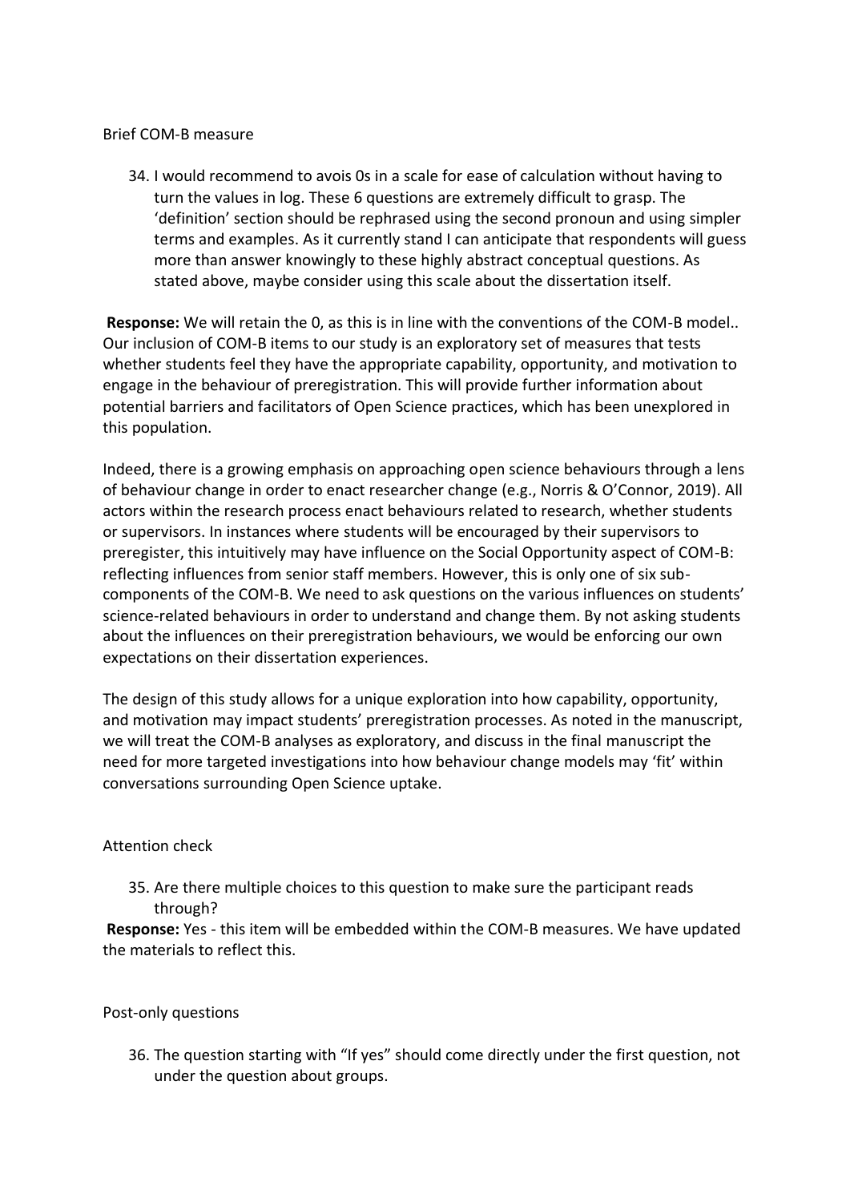Brief COM-B measure

34. I would recommend to avois 0s in a scale for ease of calculation without having to turn the values in log. These 6 questions are extremely difficult to grasp. The 'definition' section should be rephrased using the second pronoun and using simpler terms and examples. As it currently stand I can anticipate that respondents will guess more than answer knowingly to these highly abstract conceptual questions. As stated above, maybe consider using this scale about the dissertation itself.

**Response:** We will retain the 0, as this is in line with the conventions of the COM-B model.. Our inclusion of COM-B items to our study is an exploratory set of measures that tests whether students feel they have the appropriate capability, opportunity, and motivation to engage in the behaviour of preregistration. This will provide further information about potential barriers and facilitators of Open Science practices, which has been unexplored in this population.

Indeed, there is a growing emphasis on approaching open science behaviours through a lens of behaviour change in order to enact researcher change (e.g., Norris & O'Connor, 2019). All actors within the research process enact behaviours related to research, whether students or supervisors. In instances where students will be encouraged by their supervisors to preregister, this intuitively may have influence on the Social Opportunity aspect of COM-B: reflecting influences from senior staff members. However, this is only one of six sub-components of the COM-B. We need to ask questions on the various influences on students' science-related behaviours in order to understand and change them. By not asking students about the influences on their preregistration behaviours, we would be enforcing our own expectations on their dissertation experiences.

The design of this study allows for a unique exploration into how capability, opportunity, and motivation may impact students' preregistration processes. As noted in the manuscript, we will treat the COM-B analyses as exploratory, and discuss in the final manuscript the need for more targeted investigations into how behaviour change models may 'fit' within conversations surrounding Open Science uptake.

Attention check

35. Are there multiple choices to this question to make sure the participant reads through?

**Response:** Yes - this item will be embedded within the COM-B measures. We have updated the materials to reflect this.

Post-only questions

36. The question starting with "If yes" should come directly under the first question, not under the question about groups.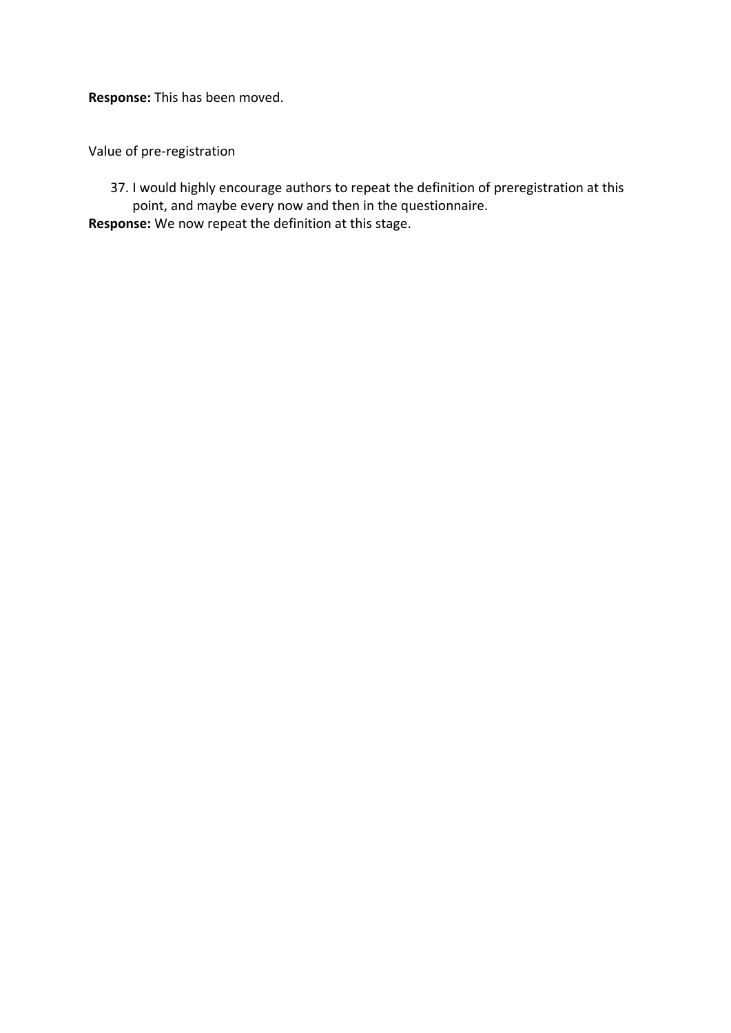**Response:** This has been moved.

Value of pre-registration

37. I would highly encourage authors to repeat the definition of preregistration at this point, and maybe every now and then in the questionnaire.

**Response:** We now repeat the definition at this stage.